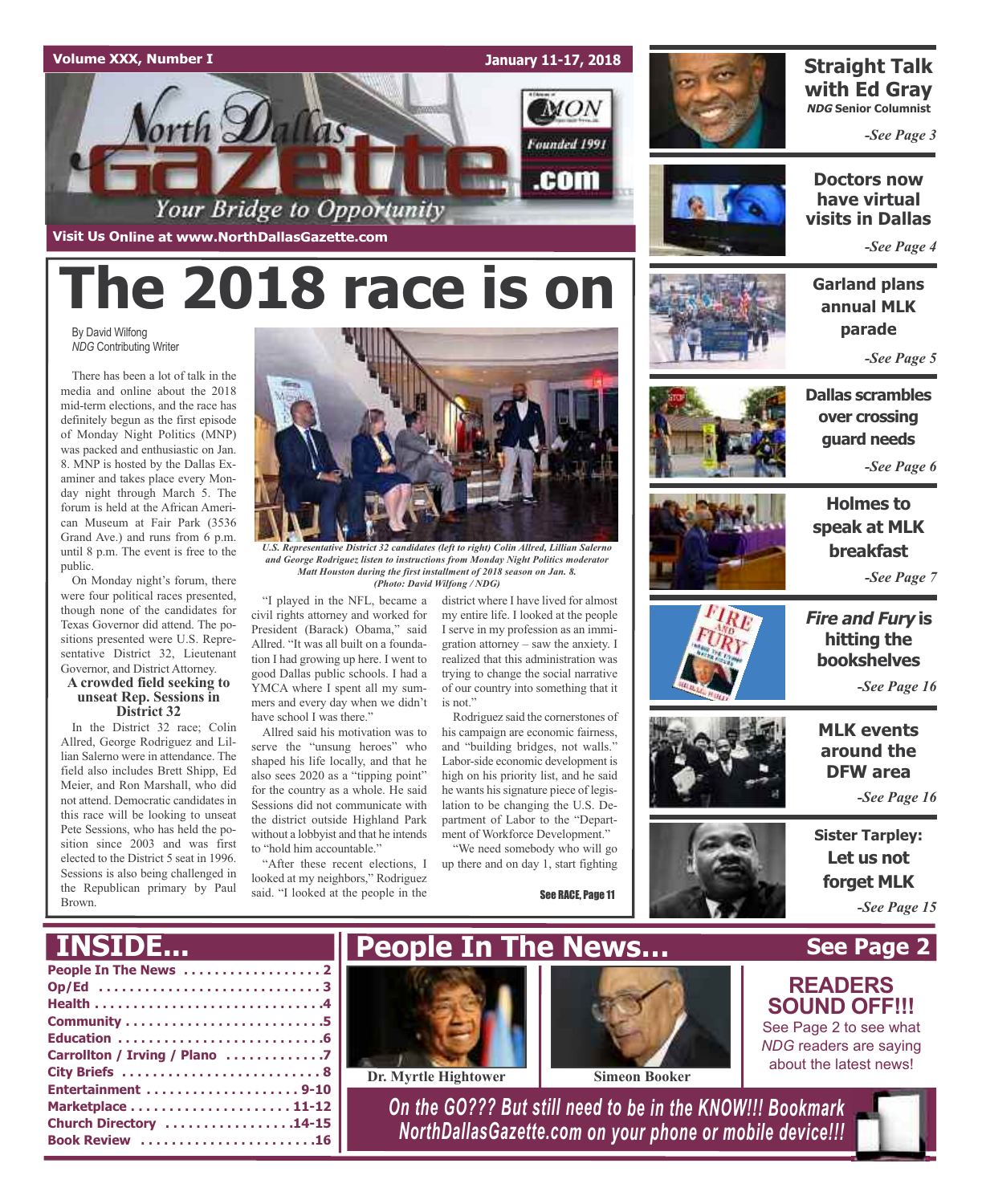Visit Us Online at www.NorthDallasGazette.com

# The 2018 race is on

By David Wilfong
*NDG* Contributing Writer

There has been a lot of talk in the media and online about the 2018 mid-term elections, and the race has definitely begun as the first episode of Monday Night Politics (MNP) was packed and enthusiastic on Jan. 8. MNP is hosted by the Dallas Examiner and takes place every Monday night through March 5. The forum is held at the African American Museum at Fair Park (3536 Grand Ave.) and runs from 6 p.m. until 8 p.m. The event is free to the public.

On Monday night's forum, there were four political races presented, though none of the candidates for Texas Governor did attend. The positions presented were U.S. Representative District 32, Lieutenant Governor, and District Attorney.

### A crowded field seeking to unseat Rep. Sessions in District 32

In the District 32 race; Colin Allred, George Rodriguez and Lillian Salerno were in attendance. The field also includes Brett Shipp, Ed Meier, and Ron Marshall, who did not attend. Democratic candidates in this race will be looking to unseat Pete Sessions, who has held the position since 2003 and was first elected to the District 5 seat in 1996. Sessions is also being challenged in the Republican primary by Paul Brown.

*U.S. Representative District 32 candidates (left to right) Colin Allred, Lillian Salerno and George Rodriguez listen to instructions from Monday Night Politics moderator Matt Houston during the first installment of 2018 season on Jan. 8. (Photo: David Wilfong / NDG)*

"I played in the NFL, became a civil rights attorney and worked for President (Barack) Obama," said Allred. "It was all built on a foundation I had growing up here. I went to good Dallas public schools. I had a YMCA where I spent all my summers and every day when we didn't have school I was there."

Allred said his motivation was to serve the "unsung heroes" who shaped his life locally, and that he also sees 2020 as a "tipping point" for the country as a whole. He said Sessions did not communicate with the district outside Highland Park without a lobbyist and that he intends to "hold him accountable."

"After these recent elections, I looked at my neighbors," Rodriguez said. "I looked at the people in the district where I have lived for almost my entire life. I looked at the people I serve in my profession as an immigration attorney – saw the anxiety. I realized that this administration was trying to change the social narrative of our country into something that it is not."

Rodriguez said the cornerstones of his campaign are economic fairness, and "building bridges, not walls." Labor-side economic development is high on his priority list, and he said he wants his signature piece of legislation to be changing the U.S. Department of Labor to the "Department of Workforce Development."

"We need somebody who will go up there and on day 1, start fighting

See RACE, Page 11

---

**Straight Talk with Ed Gray**
*NDG* Senior Columnist
*-See Page 3*

**Doctors now have virtual visits in Dallas**
*-See Page 4*

**Garland plans annual MLK parade**
*-See Page 5*

**Dallas scrambles over crossing guard needs**
*-See Page 6*

**Holmes to speak at MLK breakfast**
*-See Page 7*

***Fire and Fury* is hitting the bookshelves**
*-See Page 16*

**MLK events around the DFW area**
*-See Page 16*

**Sister Tarpley: Let us not forget MLK**
*-See Page 15*

---

## INSIDE...

- People In The News . . . . . . . . . . 2
- Op/Ed . . . . . . . . . . 3
- Health . . . . . . . . . . 4
- Community . . . . . . . . . . 5
- Education . . . . . . . . . . 6
- Carrollton / Irving / Plano . . . . . . . . . . 7
- City Briefs . . . . . . . . . . 8
- Entertainment . . . . . . . . . . 9-10
- Marketplace . . . . . . . . . . 11-12
- Church Directory . . . . . . . . . . 14-15
- Book Review . . . . . . . . . . 16

## People In The News... See Page 2

Dr. Myrtle Hightower

Simeon Booker

**READERS SOUND OFF!!!**
See Page 2 to see what *NDG* readers are saying about the latest news!

*On the GO??? But still need to be in the KNOW!!! Bookmark NorthDallasGazette.com on your phone or mobile device!!!*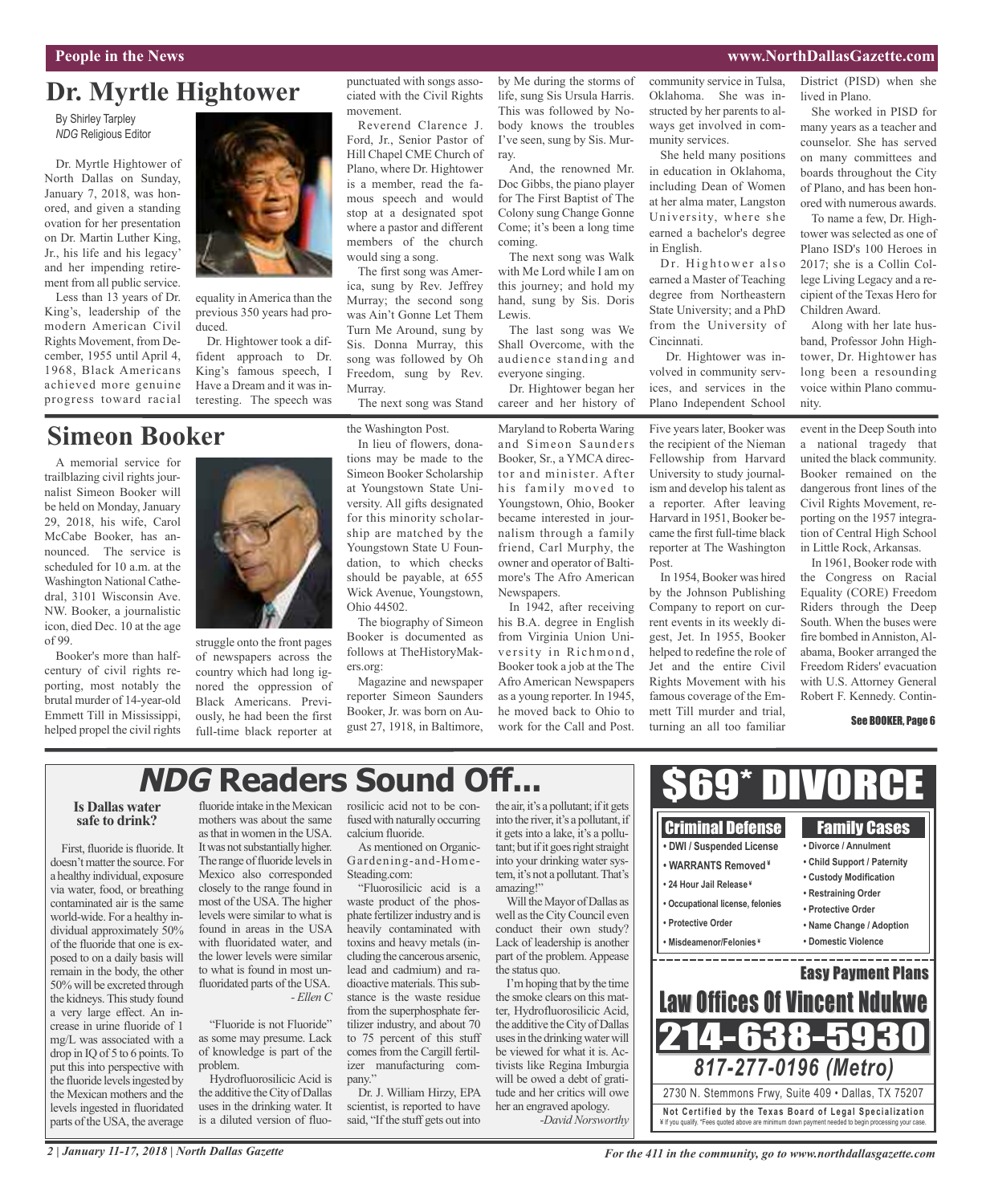# Dr. Myrtle Hightower

By Shirley Tarpley
*NDG* Religious Editor

Dr. Myrtle Hightower of North Dallas on Sunday, January 7, 2018, was honored, and given a standing ovation for her presentation on Dr. Martin Luther King, Jr., his life and his legacy' and her impending retirement from all public service.

Less than 13 years of Dr. King's, leadership of the modern American Civil Rights Movement, from December, 1955 until April 4, 1968, Black Americans achieved more genuine progress toward racial equality in America than the previous 350 years had produced.

Dr. Hightower took a diffident approach to Dr. King's famous speech, I Have a Dream and it was interesting. The speech was punctuated with songs associated with the Civil Rights movement.

Reverend Clarence J. Ford, Jr., Senior Pastor of Hill Chapel CME Church of Plano, where Dr. Hightower is a member, read the famous speech and would stop at a designated spot where a pastor and different members of the church would sing a song.

The first song was America, sung by Rev. Jeffrey Murray; the second song was Ain't Gonne Let Them Turn Me Around, sung by Sis. Donna Murray, this song was followed by Oh Freedom, sung by Rev. Murray.

The next song was Stand by Me during the storms of life, sung Sis Ursula Harris. This was followed by Nobody knows the troubles I've seen, sung by Sis. Murray.

And, the renowned Mr. Doc Gibbs, the piano player for The First Baptist of The Colony sung Change Gonne Come; it's been a long time coming.

The next song was Walk with Me Lord while I am on this journey; and hold my hand, sung by Sis. Doris Lewis.

The last song was We Shall Overcome, with the audience standing and everyone singing.

Dr. Hightower began her career and her history of community service in Tulsa, Oklahoma. She was instructed by her parents to always get involved in community services.

She held many positions in education in Oklahoma, including Dean of Women at her alma mater, Langston University, where she earned a bachelor's degree in English.

Dr. Hightower also earned a Master of Teaching degree from Northeastern State University; and a PhD from the University of Cincinnati.

Dr. Hightower was involved in community services, and services in the Plano Independent School District (PISD) when she lived in Plano.

She worked in PISD for many years as a teacher and counselor. She has served on many committees and boards throughout the City of Plano, and has been honored with numerous awards.

To name a few, Dr. Hightower was selected as one of Plano ISD's 100 Heroes in 2017; she is a Collin College Living Legacy and a recipient of the Texas Hero for Children Award.

Along with her late husband, Professor John Hightower, Dr. Hightower has long been a resounding voice within Plano community.

# Simeon Booker

A memorial service for trailblazing civil rights journalist Simeon Booker will be held on Monday, January 29, 2018, his wife, Carol McCabe Booker, has announced. The service is scheduled for 10 a.m. at the Washington National Cathedral, 3101 Wisconsin Ave. NW. Booker, a journalistic icon, died Dec. 10 at the age of 99.

Booker's more than half-century of civil rights reporting, most notably the brutal murder of 14-year-old Emmett Till in Mississippi, helped propel the civil rights struggle onto the front pages of newspapers across the country which had long ignored the oppression of Black Americans. Previously, he had been the first full-time black reporter at the Washington Post.

In lieu of flowers, donations may be made to the Simeon Booker Scholarship at Youngstown State University. All gifts designated for this minority scholarship are matched by the Youngstown State U Foundation, to which checks should be payable, at 655 Wick Avenue, Youngstown, Ohio 44502.

The biography of Simeon Booker is documented as follows at TheHistoryMakers.org:

Magazine and newspaper reporter Simeon Saunders Booker, Jr. was born on August 27, 1918, in Baltimore, Maryland to Roberta Waring and Simeon Saunders Booker, Sr., a YMCA director and minister. After his family moved to Youngstown, Ohio, Booker became interested in journalism through a family friend, Carl Murphy, the owner and operator of Baltimore's The Afro American Newspapers.

In 1942, after receiving his B.A. degree in English from Virginia Union University in Richmond, Booker took a job at the The Afro American Newspapers as a young reporter. In 1945, he moved back to Ohio to work for the Call and Post. Five years later, Booker was the recipient of the Nieman Fellowship from Harvard University to study journalism and develop his talent as a reporter. After leaving Harvard in 1951, Booker became the first full-time black reporter at The Washington Post.

In 1954, Booker was hired by the Johnson Publishing Company to report on current events in its weekly digest, Jet. In 1955, Booker helped to redefine the role of Jet and the entire Civil Rights Movement with his famous coverage of the Emmett Till murder and trial, turning an all too familiar event in the Deep South into a national tragedy that united the black community. Booker remained on the dangerous front lines of the Civil Rights Movement, reporting on the 1957 integration of Central High School in Little Rock, Arkansas.

In 1961, Booker rode with the Congress on Racial Equality (CORE) Freedom Riders through the Deep South. When the buses were fire bombed in Anniston, Alabama, Booker arranged the Freedom Riders' evacuation with U.S. Attorney General Robert F. Kennedy. Contin-

**See BOOKER, Page 6**

# *NDG* Readers Sound Off...

### Is Dallas water safe to drink?

First, fluoride is fluoride. It doesn't matter the source. For a healthy individual, exposure via water, food, or breathing contaminated air is the same world-wide. For a healthy individual approximately 50% of the fluoride that one is exposed to on a daily basis will remain in the body, the other 50% will be excreted through the kidneys. This study found a very large effect. An increase in urine fluoride of 1 mg/L was associated with a drop in IQ of 5 to 6 points. To put this into perspective with the fluoride levels ingested by the Mexican mothers and the levels ingested in fluoridated parts of the USA, the average fluoride intake in the Mexican mothers was about the same as that in women in the USA. It was not substantially higher. The range of fluoride levels in Mexico also corresponded closely to the range found in most of the USA. The higher levels were similar to what is found in areas in the USA with fluoridated water, and the lower levels were similar to what is found in most unfluoridated parts of the USA.

*- Ellen C*

"Fluoride is not Fluoride" as some may presume. Lack of knowledge is part of the problem.

Hydrofluorosilicic Acid is the additive the City of Dallas uses in the drinking water. It is a diluted version of fluorosilicic acid not to be confused with naturally occurring calcium fluoride.

As mentioned on Organic-Gardening-and-Home-Steading.com:

"Fluorosilicic acid is a waste product of the phosphate fertilizer industry and is heavily contaminated with toxins and heavy metals (including the cancerous arsenic, lead and cadmium) and radioactive materials. This substance is the waste residue from the superphosphate fertilizer industry, and about 70 to 75 percent of this stuff comes from the Cargill fertilizer manufacturing company."

Dr. J. William Hirzy, EPA scientist, is reported to have said, "If the stuff gets out into the air, it's a pollutant; if it gets into the river, it's a pollutant, if it gets into a lake, it's a pollutant; but if it goes right straight into your drinking water system, it's not a pollutant. That's amazing!"

Will the Mayor of Dallas as well as the City Council even conduct their own study? Lack of leadership is another part of the problem. Appease the status quo.

I'm hoping that by the time the smoke clears on this matter, Hydrofluorosilicic Acid, the additive the City of Dallas uses in the drinking water will be viewed for what it is. Activists like Regina Imburgia will be owed a debt of gratitude and her critics will owe her an engraved apology.

*-David Norsworthy*

## $69* DIVORCE

**Criminal Defense**
- DWI / Suspended License
- WARRANTS Removed¥
- 24 Hour Jail Release¥
- Occupational license, felonies
- Protective Order
- Misdeamenor/Felonies¥

**Family Cases**
- Divorce / Annulment
- Child Support / Paternity
- Custody Modification
- Restraining Order
- Protective Order
- Name Change / Adoption
- Domestic Violence

**Easy Payment Plans**

**Law Offices Of Vincent Ndukwe**

**214-638-5930**

*817-277-0196 (Metro)*

2730 N. Stemmons Frwy, Suite 409 • Dallas, TX 75207

**Not Certified by the Texas Board of Legal Specialization**
¥ If you qualify. *Fees quoted above are minimum down payment needed to begin processing your case.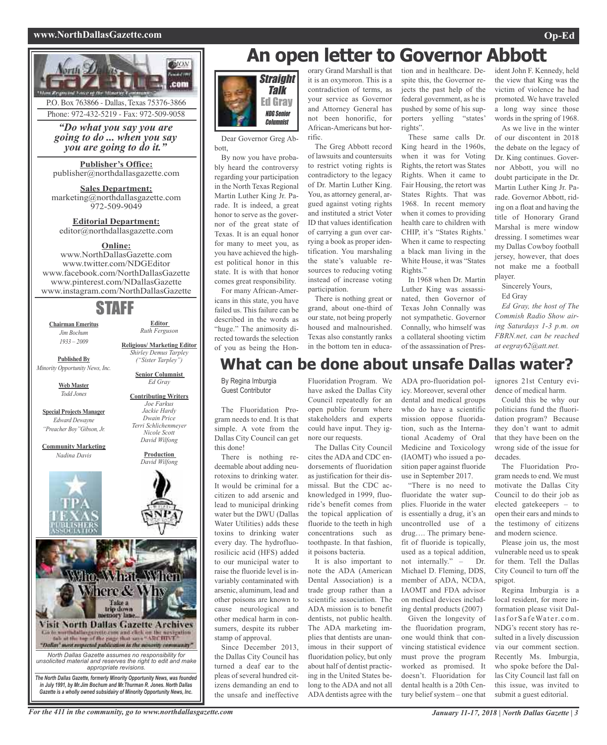P.O. Box 763866 - Dallas, Texas 75376-3866

Phone: 972-432-5219 - Fax: 972-509-9058

*"Do what you say you are going to do ... when you say you are going to do it."*

**Publisher's Office:**
publisher@northdallasgazette.com

**Sales Department:**
marketing@northdallasgazette.com
972-509-9049

**Editorial Department:**
editor@northdallasgazette.com

**Online:**
www.NorthDallasGazette.com
www.twitter.com/NDGEditor
www.facebook.com/NorthDallasGazette
www.pinterest.com/NDallasGazette
www.instagram.com/NorthDallasGazette

## STAFF

**Chairman Emeritus**
*Jim Bochum*
*1933 – 2009*

**Published By**
*Minority Opportunity News, Inc.*

**Web Master**
*Todd Jones*

**Special Projects Manager**
*Edward Dewayne "Preacher Boy" Gibson, Jr.*

**Community Marketing**
*Nadina Davis*

**Editor**
*Ruth Ferguson*

**Religious/ Marketing Editor**
*Shirley Demus Tarpley ("Sister Tarpley")*

**Senior Columnist**
*Ed Gray*

**Contributing Writers**
*Joe Farkus*
*Jackie Hardy*
*Dwain Price*
*Terri Schlichenmeyer*
*Nicole Scott*
*David Wilfong*

**Production**
*David Wilfong*

Who, What, When, Where & Why

Take a trip down memory lane...

Visit North Dallas Gazette Archives

Go to northdallasgazette.com and click on the navigation tab at the top of the page that says "ARCHIVE"

"Dallas' most respected publication in the minority community"

*North Dallas Gazette assumes no responsibility for unsolicited material and reserves the right to edit and make appropriate revisions.*

***The North Dallas Gazette, formerly Minority Opportunity News, was founded in July 1991, by Mr.Jim Bochum and Mr.Thurman R. Jones. North Dallas Gazette is a wholly owned subsidairy of Minority Opportunity News, Inc.***

# An open letter to Governor Abbott

**Straight Talk**
Ed Gray
*NDG Senior Columnist*

Dear Governor Greg Abbott,

By now you have probably heard the controversy regarding your participation in the North Texas Regional Martin Luther King Jr. Parade. It is indeed, a great honor to serve as the governor of the great state of Texas. It is an equal honor for many to meet you, as you have achieved the highest political honor in this state. It is with that honor comes great responsibility.

For many African-Americans in this state, you have failed us. This failure can be described in the words as "huge." The animosity directed towards the selection of you as being the Honorary Grand Marshall is that it is an oxymoron. This is a contradiction of terms, as your service as Governor and Attorney General has not been honorific, for African-Americans but horrific.

The Greg Abbott record of lawsuits and countersuits to restrict voting rights is contradictory to the legacy of Dr. Martin Luther King. You, as attorney general, argued against voting rights and instituted a strict Voter ID that values identification of carrying a gun over carrying a book as proper identification. You marshaling the state's valuable resources to reducing voting instead of increase voting participation.

There is nothing great or grand, about one-third of our state, not being properly housed and malnourished. Texas also constantly ranks in the bottom ten in education and in healthcare. Despite this, the Governor rejects the past help of the federal government, as he is pushed by some of his supporters yelling "states' rights".

These same calls Dr. King heard in the 1960s, when it was for Voting Rights, the retort was States Rights. When it came to Fair Housing, the retort was States Rights. That was 1968. In recent memory when it comes to providing health care to children with CHIP, it's "States Rights.' When it came to respecting a black man living in the White House, it was "States Rights."

In 1968 when Dr. Martin Luther King was assassinated, then Governor of Texas John Connally was not sympathetic. Governor Connally, who himself was a collateral shooting victim of the assassination of President John F. Kennedy, held the view that King was the victim of violence he had promoted. We have traveled a long way since those words in the spring of 1968.

As we live in the winter of our discontent in 2018 the debate on the legacy of Dr. King continues. Governor Abbott, you will no doubt participate in the Dr. Martin Luther King Jr. Parade. Governor Abbott, riding on a float and having the title of Honorary Grand Marshal is mere window dressing. I sometimes wear my Dallas Cowboy football jersey, however, that does not make me a football player.

Sincerely Yours,

Ed Gray

*Ed Gray, the host of The Commish Radio Show airing Saturdays 1-3 p.m. on FBRN.net, can be reached at eegray62@att.net.*

# What can be done about unsafe Dallas water?

By Regina Imburgia
Guest Contributor

The Fluoridation Program needs to end. It is that simple. A vote from the Dallas City Council can get this done!

There is nothing redeemable about adding neurotoxins to drinking water. It would be criminal for a citizen to add arsenic and lead to municipal drinking water but the DWU (Dallas Water Utilities) adds these toxins to drinking water every day. The hydrofluorosilicic acid (HFS) added to our municipal water to raise the fluoride level is invariably contaminated with arsenic, aluminum, lead and other poisons are known to cause neurological and other medical harm in consumers, despite its rubber stamp of approval.

Since December 2013, the Dallas City Council has turned a deaf ear to the pleas of several hundred citizens demanding an end to the unsafe and ineffective Fluoridation Program. We have asked the Dallas City Council repeatedly for an open public forum where stakeholders and experts could have input. They ignore our requests.

The Dallas City Council cites the ADA and CDC endorsements of fluoridation as justification for their dismissal. But the CDC acknowledged in 1999, fluoride's benefit comes from the topical application of fluoride to the teeth in high concentrations such as toothpaste. In that fashion, it poisons bacteria.

It is also important to note the ADA (American Dental Association) is a trade group rather than a scientific association. The ADA mission is to benefit dentists, not public health. The ADA marketing implies that dentists are unanimous in their support of fluoridation policy, but only about half of dentist practicing in the United States belong to the ADA and not all ADA dentists agree with the ADA pro-fluoridation policy. Moreover, several other dental and medical groups who do have a scientific mission oppose fluoridation, such as the International Academy of Oral Medicine and Toxicology (IAOMT) who issued a position paper against fluoride use in September 2017.

"There is no need to fluoridate the water supplies. Fluoride in the water is essentially a drug, it's an uncontrolled use of a drug…. The primary benefit of fluoride is topically, used as a topical addition, not internally." – Dr. Michael D. Fleming, DDS, member of ADA, NCDA, IAOMT and FDA advisor on medical devices including dental products (2007)

Given the longevity of the fluoridation program, one would think that convincing statistical evidence must prove the program worked as promised. It doesn't. Fluoridation for dental health is a 20th Century belief system – one that ignores 21st Century evidence of medical harm.

Could this be why our politicians fund the fluoridation program? Because they don't want to admit that they have been on the wrong side of the issue for decades.

The Fluoridation Program needs to end. We must motivate the Dallas City Council to do their job as elected gatekeepers – to open their ears and minds to the testimony of citizens and modern science.

Please join us, the most vulnerable need us to speak for them. Tell the Dallas City Council to turn off the spigot.

Regina Imburgia is a local resident, for more information please visit DallasforSafeWater.com. NDG's recent story has resulted in a lively discussion via our comment section. Recently Ms. Imburgia, who spoke before the Dallas City Council last fall on this issue, was invited to submit a guest editorial.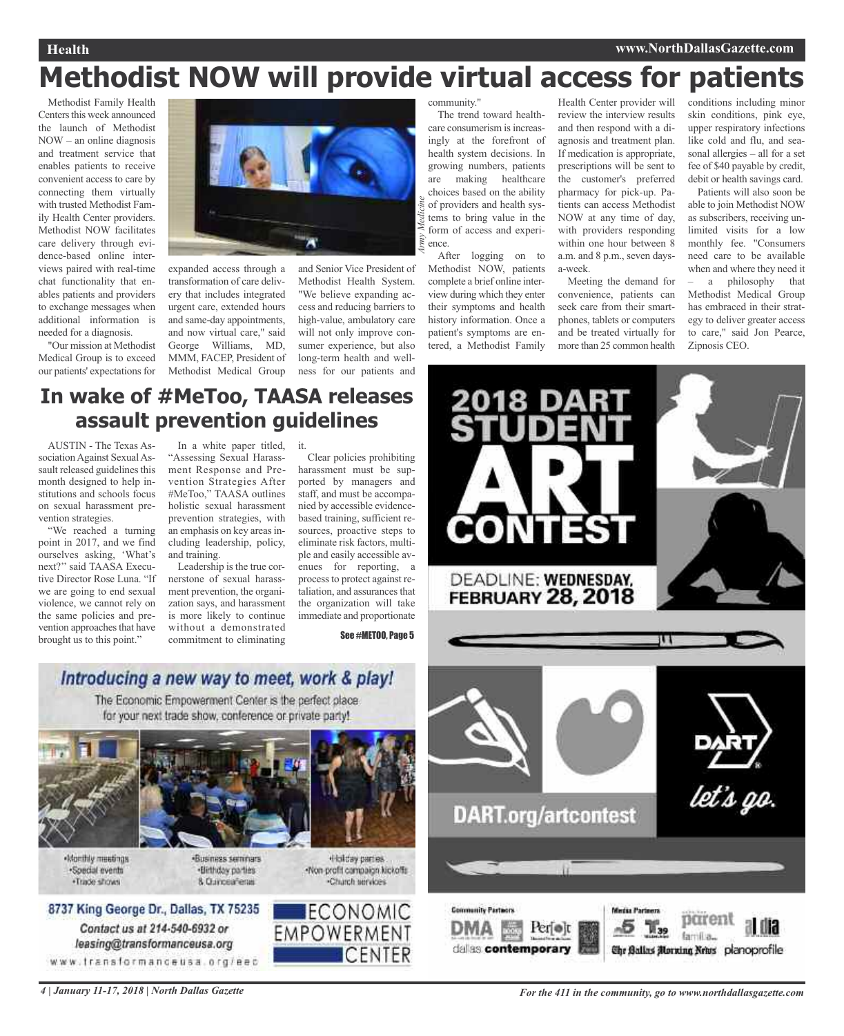# Methodist NOW will provide virtual access for patients

Methodist Family Health Centers this week announced the launch of Methodist NOW – an online diagnosis and treatment service that enables patients to receive convenient access to care by connecting them virtually with trusted Methodist Family Health Center providers. Methodist NOW facilitates care delivery through evidence-based online interviews paired with real-time chat functionality that enables patients and providers to exchange messages when additional information is needed for a diagnosis.

"Our mission at Methodist Medical Group is to exceed our patients' expectations for expanded access through a transformation of care delivery that includes integrated urgent care, extended hours and same-day appointments, and now virtual care," said George Williams, MD, MMM, FACEP, President of Methodist Medical Group and Senior Vice President of Methodist Health System. "We believe expanding access and reducing barriers to high-value, ambulatory care will not only improve consumer experience, but also long-term health and wellness for our patients and community."

*Army Medicine*

The trend toward healthcare consumerism is increasingly at the forefront of health system decisions. In growing numbers, patients are making healthcare choices based on the ability of providers and health systems to bring value in the form of access and experience.

After logging on to Methodist NOW, patients complete a brief online interview during which they enter their symptoms and health history information. Once a patient's symptoms are entered, a Methodist Family Health Center provider will review the interview results and then respond with a diagnosis and treatment plan. If medication is appropriate, prescriptions will be sent to the customer's preferred pharmacy for pick-up. Patients can access Methodist NOW at any time of day, with providers responding within one hour between 8 a.m. and 8 p.m., seven days-a-week.

Meeting the demand for convenience, patients can seek care from their smartphones, tablets or computers and be treated virtually for more than 25 common health conditions including minor skin conditions, pink eye, upper respiratory infections like cold and flu, and seasonal allergies – all for a set fee of $40 payable by credit, debit or health savings card.

Patients will also soon be able to join Methodist NOW as subscribers, receiving unlimited visits for a low monthly fee. "Consumers need care to be available when and where they need it – a philosophy that Methodist Medical Group has embraced in their strategy to deliver greater access to care," said Jon Pearce, Zipnosis CEO.

# In wake of #MeToo, TAASA releases assault prevention guidelines

AUSTIN - The Texas Association Against Sexual Assault released guidelines this month designed to help institutions and schools focus on sexual harassment prevention strategies.

"We reached a turning point in 2017, and we find ourselves asking, 'What's next?'" said TAASA Executive Director Rose Luna. "If we are going to end sexual violence, we cannot rely on the same policies and prevention approaches that have brought us to this point."

In a white paper titled, "Assessing Sexual Harassment Response and Prevention Strategies After #MeToo," TAASA outlines holistic sexual harassment prevention strategies, with an emphasis on key areas including leadership, policy, and training.

Leadership is the true cornerstone of sexual harassment prevention, the organization says, and harassment is more likely to continue without a demonstrated commitment to eliminating it.

Clear policies prohibiting harassment must be supported by managers and staff, and must be accompanied by accessible evidence-based training, sufficient resources, proactive steps to eliminate risk factors, multiple and easily accessible avenues for reporting, a process to protect against retaliation, and assurances that the organization will take immediate and proportionate

See #METOO, Page 5

## Introducing a new way to meet, work & play!

The Economic Empowerment Center is the perfect place for your next trade show, conference or private party!

- Monthly meetings
- Special events
- Trade shows
- Business seminars
- Birthday parties & Quinceañeras
- Holiday parties
- Non-profit campaign kickoffs
- Church services

**8737 King George Dr., Dallas, TX 75235**

*Contact us at 214-540-6932 or leasing@transformanceusa.org*

www.transformanceusa.org/eec

ECONOMIC EMPOWERMENT CENTER

## 2018 DART STUDENT ART CONTEST

DEADLINE: **WEDNESDAY, FEBRUARY 28, 2018**

**DART.org/artcontest**

DART let's go.

Community Partners: DMA, Perot, dallas contemporary

Media Partners: parent familia, The Dallas Morning News, al dia, planoprofile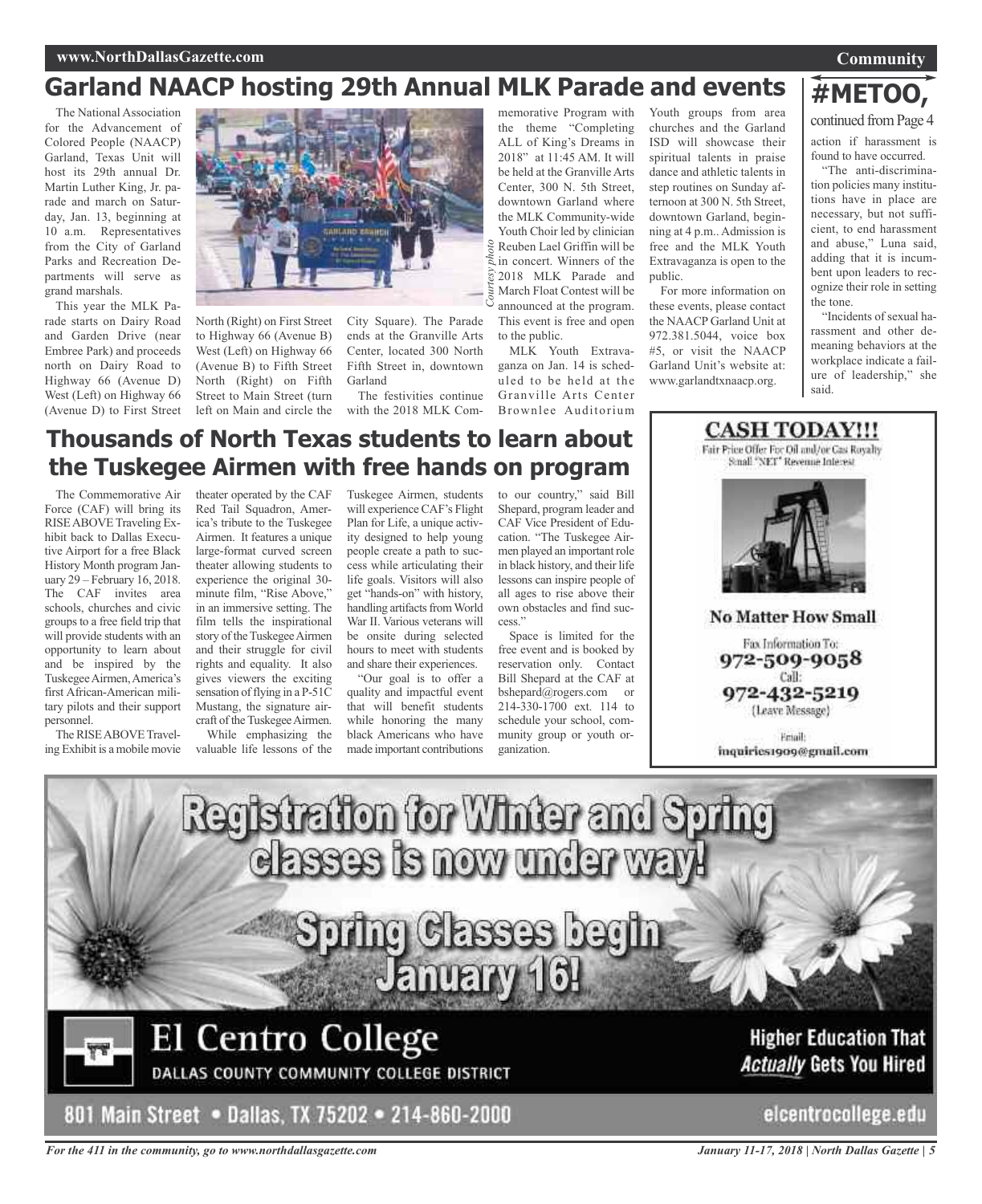## Garland NAACP hosting 29th Annual MLK Parade and events

The National Association for the Advancement of Colored People (NAACP) Garland, Texas Unit will host its 29th annual Dr. Martin Luther King, Jr. parade and march on Saturday, Jan. 13, beginning at 10 a.m. Representatives from the City of Garland Parks and Recreation Departments will serve as grand marshals.

This year the MLK Parade starts on Dairy Road and Garden Drive (near Embree Park) and proceeds north on Dairy Road to Highway 66 (Avenue D) West (Left) on Highway 66 (Avenue D) to First Street North (Right) on First Street to Highway 66 (Avenue B) West (Left) on Highway 66 (Avenue B) to Fifth Street North (Right) on Fifth Street to Main Street (turn left on Main and circle the City Square). The Parade ends at the Granville Arts Center, located 300 North Fifth Street in, downtown Garland

*Courtesy photo*

The festivities continue with the 2018 MLK Commemorative Program with the theme "Completing ALL of King's Dreams in 2018" at 11:45 AM. It will be held at the Granville Arts Center, 300 N. 5th Street, downtown Garland where the MLK Community-wide Youth Choir led by clinician Reuben Lael Griffin will be in concert. Winners of the 2018 MLK Parade and March Float Contest will be announced at the program. This event is free and open to the public.

MLK Youth Extravaganza on Jan. 14 is scheduled to be held at the Granville Arts Center Brownlee Auditorium Youth groups from area churches and the Garland ISD will showcase their spiritual talents in praise dance and athletic talents in step routines on Sunday afternoon at 300 N. 5th Street, downtown Garland, beginning at 4 p.m.. Admission is free and the MLK Youth Extravaganza is open to the public.

For more information on these events, please contact the NAACP Garland Unit at 972.381.5044, voice box #5, or visit the NAACP Garland Unit's website at: www.garlandtxnaacp.org.

## #METOO,

continued from Page 4

action if harassment is found to have occurred.

"The anti-discrimination policies many institutions have in place are necessary, but not sufficient, to end harassment and abuse," Luna said, adding that it is incumbent upon leaders to recognize their role in setting the tone.

"Incidents of sexual harassment and other demeaning behaviors at the workplace indicate a failure of leadership," she said.

## Thousands of North Texas students to learn about the Tuskegee Airmen with free hands on program

The Commemorative Air Force (CAF) will bring its RISE ABOVE Traveling Exhibit back to Dallas Executive Airport for a free Black History Month program January 29 – February 16, 2018. The CAF invites area schools, churches and civic groups to a free field trip that will provide students with an opportunity to learn about and be inspired by the Tuskegee Airmen, America's first African-American military pilots and their support personnel.

The RISE ABOVE Traveling Exhibit is a mobile movie theater operated by the CAF Red Tail Squadron, America's tribute to the Tuskegee Airmen. It features a unique large-format curved screen theater allowing students to experience the original 30-minute film, "Rise Above," in an immersive setting. The film tells the inspirational story of the Tuskegee Airmen and their struggle for civil rights and equality. It also gives viewers the exciting sensation of flying in a P-51C Mustang, the signature aircraft of the Tuskegee Airmen.

While emphasizing the valuable life lessons of the Tuskegee Airmen, students will experience CAF's Flight Plan for Life, a unique activity designed to help young people create a path to success while articulating their life goals. Visitors will also get "hands-on" with history, handling artifacts from World War II. Various veterans will be onsite during selected hours to meet with students and share their experiences.

"Our goal is to offer a quality and impactful event that will benefit students while honoring the many black Americans who have made important contributions to our country," said Bill Shepard, program leader and CAF Vice President of Education. "The Tuskegee Airmen played an important role in black history, and their life lessons can inspire people of all ages to rise above their own obstacles and find success."

Space is limited for the free event and is booked by reservation only. Contact Bill Shepard at the CAF at bshepard@rogers.com or 214-330-1700 ext. 114 to schedule your school, community group or youth organization.

**CASH TODAY!!!**

Fair Price Offer For Oil and/or Gas Royalty Small "NET" Revenue Interest

**No Matter How Small**

Fax Information To: 972-509-9058

Call: 972-432-5219 (Leave Message)

Email: inquiries1909@gmail.com

**Registration for Winter and Spring classes is now under way!**

**Spring Classes begin January 16!**

**El Centro College**

DALLAS COUNTY COMMUNITY COLLEGE DISTRICT

**Higher Education That *Actually* Gets You Hired**

801 Main Street • Dallas, TX 75202 • 214-860-2000

elcentrocollege.edu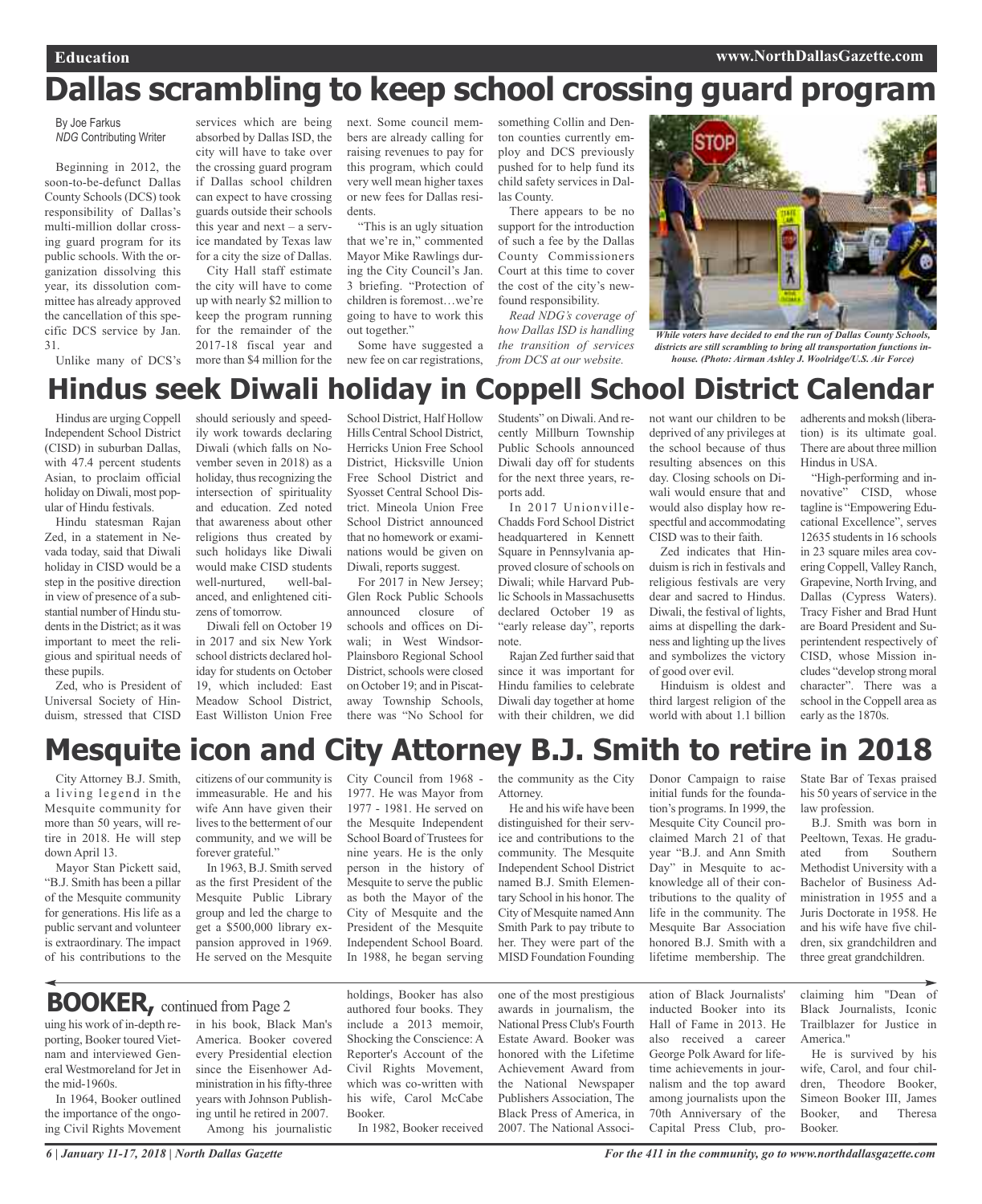# Dallas scrambling to keep school crossing guard program

By Joe Farkus
*NDG* Contributing Writer

Beginning in 2012, the soon-to-be-defunct Dallas County Schools (DCS) took responsibility of Dallas's multi-million dollar crossing guard program for its public schools. With the organization dissolving this year, its dissolution committee has already approved the cancellation of this specific DCS service by Jan. 31.

Unlike many of DCS's services which are being absorbed by Dallas ISD, the city will have to take over the crossing guard program if Dallas school children can expect to have crossing guards outside their schools this year and next – a service mandated by Texas law for a city the size of Dallas.

City Hall staff estimate the city will have to come up with nearly $2 million to keep the program running for the remainder of the 2017-18 fiscal year and more than $4 million for the next. Some council members are already calling for raising revenues to pay for this program, which could very well mean higher taxes or new fees for Dallas residents.

"This is an ugly situation that we're in," commented Mayor Mike Rawlings during the City Council's Jan. 3 briefing. "Protection of children is foremost…we're going to have to work this out together."

Some have suggested a new fee on car registrations, something Collin and Denton counties currently employ and DCS previously pushed for to help fund its child safety services in Dallas County.

There appears to be no support for the introduction of such a fee by the Dallas County Commissioners Court at this time to cover the cost of the city's newfound responsibility.

*Read NDG's coverage of how Dallas ISD is handling the transition of services from DCS at our website.*

***While voters have decided to end the run of Dallas County Schools, districts are still scrambling to bring all transportation functions in-house. (Photo: Airman Ashley J. Woolridge/U.S. Air Force)***

# Hindus seek Diwali holiday in Coppell School District Calendar

Hindus are urging Coppell Independent School District (CISD) in suburban Dallas, with 47.4 percent students Asian, to proclaim official holiday on Diwali, most popular of Hindu festivals.

Hindu statesman Rajan Zed, in a statement in Nevada today, said that Diwali holiday in CISD would be a step in the positive direction in view of presence of a substantial number of Hindu students in the District; as it was important to meet the religious and spiritual needs of these pupils.

Zed, who is President of Universal Society of Hinduism, stressed that CISD should seriously and speedily work towards declaring Diwali (which falls on November seven in 2018) as a holiday, thus recognizing the intersection of spirituality and education. Zed noted that awareness about other religions thus created by such holidays like Diwali would make CISD students well-nurtured, well-balanced, and enlightened citizens of tomorrow.

Diwali fell on October 19 in 2017 and six New York school districts declared holiday for students on October 19, which included: East Meadow School District, East Williston Union Free School District, Half Hollow Hills Central School District, Herricks Union Free School District, Hicksville Union Free School District and Syosset Central School District. Mineola Union Free School District announced that no homework or examinations would be given on Diwali, reports suggest.

For 2017 in New Jersey; Glen Rock Public Schools announced closure of schools and offices on Diwali; in West Windsor-Plainsboro Regional School District, schools were closed on October 19; and in Piscataway Township Schools, there was "No School for Students" on Diwali. And recently Millburn Township Public Schools announced Diwali day off for students for the next three years, reports add.

In 2017 Unionville-Chadds Ford School District headquartered in Kennett Square in Pennsylvania approved closure of schools on Diwali; while Harvard Public Schools in Massachusetts declared October 19 as "early release day", reports note.

Rajan Zed further said that since it was important for Hindu families to celebrate Diwali day together at home with their children, we did not want our children to be deprived of any privileges at the school because of thus resulting absences on this day. Closing schools on Diwali would ensure that and would also display how respectful and accommodating CISD was to their faith.

Zed indicates that Hinduism is rich in festivals and religious festivals are very dear and sacred to Hindus. Diwali, the festival of lights, aims at dispelling the darkness and lighting up the lives and symbolizes the victory of good over evil.

Hinduism is oldest and third largest religion of the world with about 1.1 billion adherents and moksh (liberation) is its ultimate goal. There are about three million Hindus in USA.

"High-performing and innovative" CISD, whose tagline is "Empowering Educational Excellence", serves 12635 students in 16 schools in 23 square miles area covering Coppell, Valley Ranch, Grapevine, North Irving, and Dallas (Cypress Waters). Tracy Fisher and Brad Hunt are Board President and Superintendent respectively of CISD, whose Mission includes "develop strong moral character". There was a school in the Coppell area as early as the 1870s.

# Mesquite icon and City Attorney B.J. Smith to retire in 2018

City Attorney B.J. Smith, a living legend in the Mesquite community for more than 50 years, will retire in 2018. He will step down April 13.

Mayor Stan Pickett said, "B.J. Smith has been a pillar of the Mesquite community for generations. His life as a public servant and volunteer is extraordinary. The impact of his contributions to the citizens of our community is immeasurable. He and his wife Ann have given their lives to the betterment of our community, and we will be forever grateful."

In 1963, B.J. Smith served as the first President of the Mesquite Public Library group and led the charge to get a $500,000 library expansion approved in 1969. He served on the Mesquite City Council from 1968 - 1977. He was Mayor from 1977 - 1981. He served on the Mesquite Independent School Board of Trustees for nine years. He is the only person in the history of Mesquite to serve the public as both the Mayor of the City of Mesquite and the President of the Mesquite Independent School Board. In 1988, he began serving the community as the City Attorney.

He and his wife have been distinguished for their service and contributions to the community. The Mesquite Independent School District named B.J. Smith Elementary School in his honor. The City of Mesquite named Ann Smith Park to pay tribute to her. They were part of the MISD Foundation Founding Donor Campaign to raise initial funds for the foundation's programs. In 1999, the Mesquite City Council proclaimed March 21 of that year "B.J. and Ann Smith Day" in Mesquite to acknowledge all of their contributions to the quality of life in the community. The Mesquite Bar Association honored B.J. Smith with a lifetime membership. The State Bar of Texas praised his 50 years of service in the law profession.

B.J. Smith was born in Peeltown, Texas. He graduated from Southern Methodist University with a Bachelor of Business Administration in 1955 and a Juris Doctorate in 1958. He and his wife have five children, six grandchildren and three great grandchildren.

## BOOKER, continued from Page 2

uing his work of in-depth reporting, Booker toured Vietnam and interviewed General Westmoreland for Jet in the mid-1960s.

In 1964, Booker outlined the importance of the ongoing Civil Rights Movement in his book, Black Man's America. Booker covered every Presidential election since the Eisenhower Administration in his fifty-three years with Johnson Publishing until he retired in 2007.

Among his journalistic holdings, Booker has also authored four books. They include a 2013 memoir, Shocking the Conscience: A Reporter's Account of the Civil Rights Movement, which was co-written with his wife, Carol McCabe Booker.

In 1982, Booker received one of the most prestigious awards in journalism, the National Press Club's Fourth Estate Award. Booker was honored with the Lifetime Achievement Award from the National Newspaper Publishers Association, The Black Press of America, in 2007. The National Association of Black Journalists' inducted Booker into its Hall of Fame in 2013. He also received a career George Polk Award for lifetime achievements in journalism and the top award among journalists upon the 70th Anniversary of the Capital Press Club, proclaiming him "Dean of Black Journalists, Iconic Trailblazer for Justice in America."

He is survived by his wife, Carol, and four children, Theodore Booker, Simeon Booker III, James Booker, and Theresa Booker.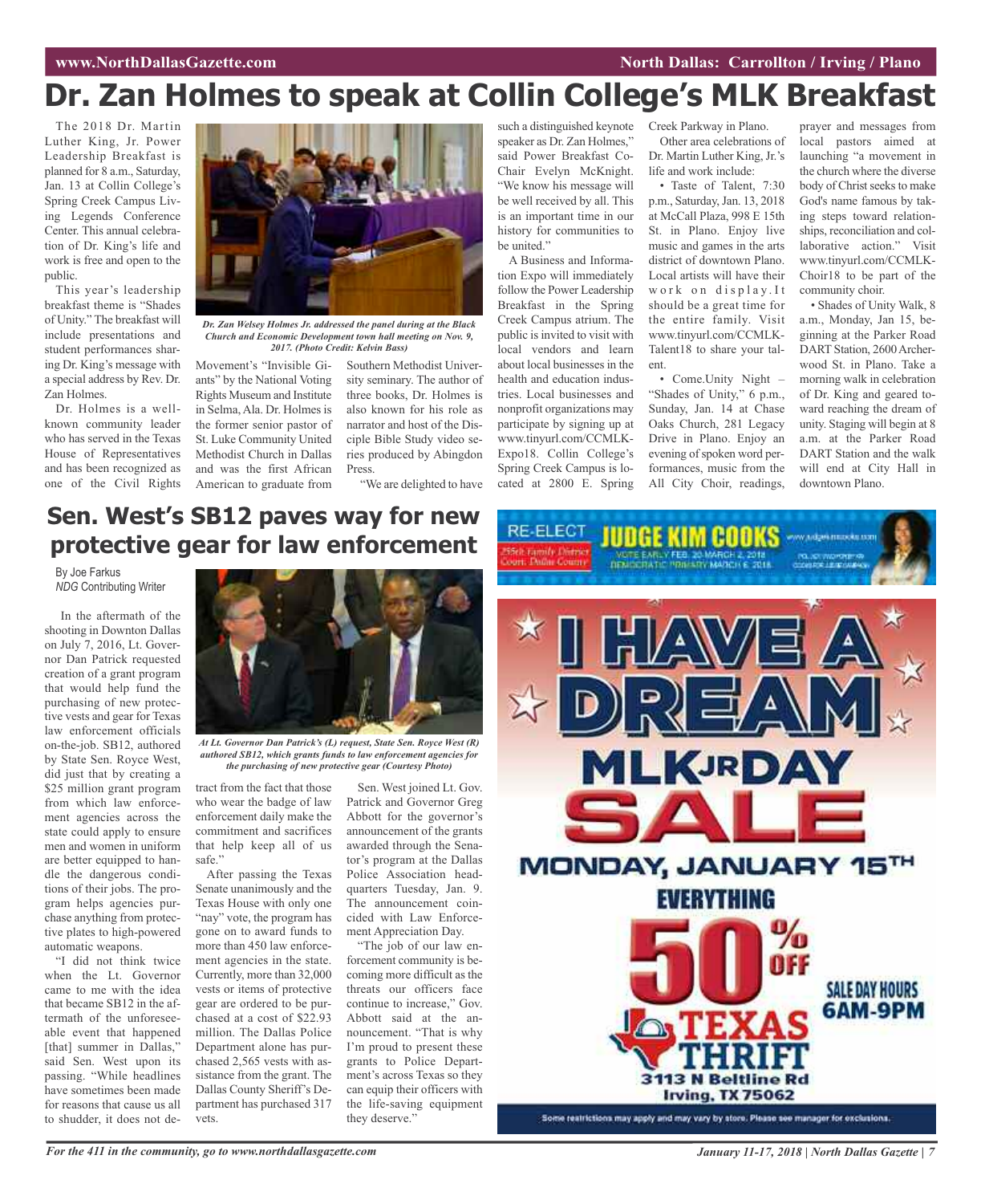# Dr. Zan Holmes to speak at Collin College's MLK Breakfast

The 2018 Dr. Martin Luther King, Jr. Power Leadership Breakfast is planned for 8 a.m., Saturday, Jan. 13 at Collin College's Spring Creek Campus Living Legends Conference Center. This annual celebration of Dr. King's life and work is free and open to the public.

This year's leadership breakfast theme is "Shades of Unity." The breakfast will include presentations and student performances sharing Dr. King's message with a special address by Rev. Dr. Zan Holmes.

Dr. Holmes is a well-known community leader who has served in the Texas House of Representatives and has been recognized as one of the Civil Rights Movement's "Invisible Giants" by the National Voting Rights Museum and Institute in Selma, Ala. Dr. Holmes is the former senior pastor of St. Luke Community United Methodist Church in Dallas and was the first African American to graduate from Southern Methodist University seminary. The author of three books, Dr. Holmes is also known for his role as narrator and host of the Disciple Bible Study video series produced by Abingdon Press.

*Dr. Zan Welsey Holmes Jr. addressed the panel during at the Black Church and Economic Development town hall meeting on Nov. 9, 2017. (Photo Credit: Kelvin Bass)*

"We are delighted to have such a distinguished keynote speaker as Dr. Zan Holmes," said Power Breakfast Co-Chair Evelyn McKnight. "We know his message will be well received by all. This is an important time in our history for communities to be united."

A Business and Information Expo will immediately follow the Power Leadership Breakfast in the Spring Creek Campus atrium. The public is invited to visit with local vendors and learn about local businesses in the health and education industries. Local businesses and nonprofit organizations may participate by signing up at www.tinyurl.com/CCMLK-Expo18. Collin College's Spring Creek Campus is located at 2800 E. Spring Creek Parkway in Plano.

Other area celebrations of Dr. Martin Luther King, Jr.'s life and work include:

- Taste of Talent, 7:30 p.m., Saturday, Jan. 13, 2018 at McCall Plaza, 998 E 15th St. in Plano. Enjoy live music and games in the arts district of downtown Plano. Local artists will have their work on display. It should be a great time for the entire family. Visit www.tinyurl.com/CCMLK-Talent18 to share your talent.
- Come.Unity Night – "Shades of Unity," 6 p.m., Sunday, Jan. 14 at Chase Oaks Church, 281 Legacy Drive in Plano. Enjoy an evening of spoken word performances, music from the All City Choir, readings, prayer and messages from local pastors aimed at launching "a movement in the church where the diverse body of Christ seeks to make God's name famous by taking steps toward relationships, reconciliation and collaborative action." Visit www.tinyurl.com/CCMLK-Choir18 to be part of the community choir.
- Shades of Unity Walk, 8 a.m., Monday, Jan 15, beginning at the Parker Road DART Station, 2600 Archerwood St. in Plano. Take a morning walk in celebration of Dr. King and geared toward reaching the dream of unity. Staging will begin at 8 a.m. at the Parker Road DART Station and the walk will end at City Hall in downtown Plano.

# Sen. West's SB12 paves way for new protective gear for law enforcement

By Joe Farkus
*NDG* Contributing Writer

In the aftermath of the shooting in Downton Dallas on July 7, 2016, Lt. Governor Dan Patrick requested creation of a grant program that would help fund the purchasing of new protective vests and gear for Texas law enforcement officials on-the-job. SB12, authored by State Sen. Royce West, did just that by creating a $25 million grant program from which law enforcement agencies across the state could apply to ensure men and women in uniform are better equipped to handle the dangerous conditions of their jobs. The program helps agencies purchase anything from protective plates to high-powered automatic weapons.

*At Lt. Governor Dan Patrick's (L) request, State Sen. Royce West (R) authored SB12, which grants funds to law enforcement agencies for the purchasing of new protective gear (Courtesy Photo)*

"I did not think twice when the Lt. Governor came to me with the idea that became SB12 in the aftermath of the unforeseeable event that happened [that] summer in Dallas," said Sen. West upon its passing. "While headlines have sometimes been made for reasons that cause us all to shudder, it does not detract from the fact that those who wear the badge of law enforcement daily make the commitment and sacrifices that help keep all of us safe."

After passing the Texas Senate unanimously and the Texas House with only one "nay" vote, the program has gone on to award funds to more than 450 law enforcement agencies in the state. Currently, more than 32,000 vests or items of protective gear are ordered to be purchased at a cost of $22.93 million. The Dallas Police Department alone has purchased 2,565 vests with assistance from the grant. The Dallas County Sheriff's Department has purchased 317 vets.

Sen. West joined Lt. Gov. Patrick and Governor Greg Abbott for the governor's announcement of the grants awarded through the Senator's program at the Dallas Police Association headquarters Tuesday, Jan. 9. The announcement coincided with Law Enforcement Appreciation Day.

"The job of our law enforcement community is becoming more difficult as the threats our officers face continue to increase," Gov. Abbott said at the announcement. "That is why I'm proud to present these grants to Police Department's across Texas so they can equip their officers with the life-saving equipment they deserve."

RE-ELECT JUDGE KIM COOKS — 255th Family District Court, Dallas County — VOTE EARLY FEB. 20-MARCH 2, 2018 — DEMOCRATIC PRIMARY MARCH 6, 2018

I HAVE A DREAM MLK JR DAY SALE — MONDAY, JANUARY 15TH — EVERYTHING 50% OFF — SALE DAY HOURS 6AM-9PM — TEXAS THRIFT, 3113 N Beltline Rd, Irving, TX 75062 — Some restrictions may apply and may vary by store. Please see manager for exclusions.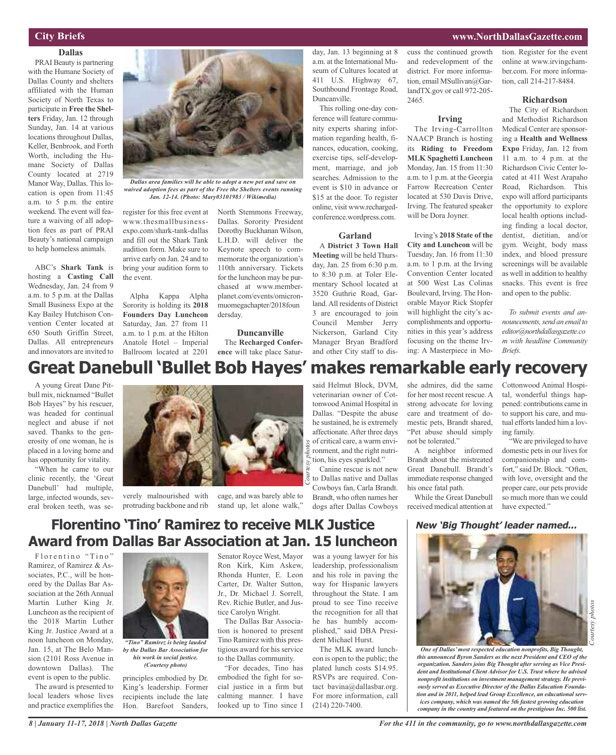## City Briefs

### Dallas

PRAI Beauty is partnering with the Humane Society of Dallas County and shelters affiliated with the Human Society of North Texas to participate in **Free the Shelters** Friday, Jan. 12 through Sunday, Jan. 14 at various locations throughout Dallas, Keller, Benbrook, and Forth Worth, including the Humane Society of Dallas County located at 2719 Manor Way, Dallas. This location is open from 11:45 a.m. to 5 p.m. the entire weekend. The event will feature a waiving of all adoption fees as part of PRAI Beauty's national campaign to help homeless animals.

*Dallas area families will be able to adopt a new pet and save on waived adoption fees as part of the Free the Shelters events running Jan. 12-14. (Photo: Mary03101983 / Wikimedia)*

ABC's **Shark Tank** is hosting a **Casting Call** Wednesday, Jan. 24 from 9 a.m. to 5 p.m. at the Dallas Small Business Expo at the Kay Bailey Hutchison Convention Center located at 650 South Griffin Street, Dallas. All entrepreneurs and innovators are invited to register for this free event at www.thesmallbusinessexpo.com/shark-tank-dallas and fill out the Shark Tank audition form. Make sure to arrive early on Jan. 24 and to bring your audition form to the event.

Alpha Kappa Alpha Sorority is holding its **2018 Founders Day Luncheon** Saturday, Jan. 27 from 11 a.m. to 1 p.m. at the Hilton Anatole Hotel – Imperial Ballroom located at 2201 North Stemmons Freeway, Dallas. Sorority President Dorothy Buckhanan Wilson, L.H.D. will deliver the Keynote speech to commemorate the organization's 110th anniversary. Tickets for the luncheon may be purchased at www.memberplanet.com/events/omicronmuomegachapter/2018foundersday.

### Duncanville

The **Recharged Conference** will take place Saturday, Jan. 13 beginning at 8 a.m. at the International Museum of Cultures located at 411 U.S. Highway 67, Southbound Frontage Road, Duncanville.

This rolling one-day conference will feature community experts sharing information regarding health, finances, education, cooking, exercise tips, self-development, marriage, and job searches. Admission to the event is $10 in advance or $15 at the door. To register online, visit www.rechargedconference.wordpress.com.

### Garland

A **District 3 Town Hall Meeting** will be held Thursday, Jan. 25 from 6:30 p.m. to 8:30 p.m. at Toler Elementary School located at 3520 Guthrie Road, Garland. All residents of District 3 are encouraged to join Council Member Jerry Nickerson, Garland City Manager Bryan Bradford and other City staff to discuss the continued growth and redevelopment of the district. For more information, email MSullivan@GarlandTX.gov or call 972-205-2465.

### Irving

The Irving-Carrollton NAACP Branch is hosting its **Riding to Freedom MLK Spaghetti Luncheon** Monday, Jan. 15 from 11:30 a.m. to 1 p.m. at the Georgia Farrow Recreation Center located at 530 Davis Drive, Irving. The featured speaker will be Dora Joyner.

Irving's **2018 State of the City and Luncheon** will be Tuesday, Jan. 16 from 11:30 a.m. to 1 p.m. at the Irving Convention Center located at 500 West Las Colinas Boulevard, Irving. The Honorable Mayor Rick Stopfer will highlight the city's accomplishments and opportunities in this year's address focusing on the theme Irving: A Masterpiece in Motion. Register for the event online at www.irvingchamber.com. For more information, call 214-217-8484.

### Richardson

The City of Richardson and Methodist Richardson Medical Center are sponsoring a **Health and Wellness Expo** Friday, Jan. 12 from 11 a.m. to 4 p.m. at the Richardson Civic Center located at 411 West Arapaho Road, Richardson. This expo will afford participants the opportunity to explore local health options including finding a local doctor, dentist, dietitian, and/or gym. Weight, body mass index, and blood pressure screenings will be available as well in addition to healthy snacks. This event is free and open to the public.

*To submit events and announcements, send an email to editor@northdallasgazette.com with headline Community Briefs.*

# Great Danebull 'Bullet Bob Hayes' makes remarkable early recovery

A young Great Dane Pitbull mix, nicknamed "Bullet Bob Hayes" by his rescuer, was headed for continual neglect and abuse if not saved. Thanks to the generosity of one woman, he is placed in a loving home and has opportunity for vitality.

"When he came to our clinic recently, the 'Great Danebull' had multiple, large, infected wounds, several broken teeth, was severely malnourished with protruding backbone and rib cage, and was barely able to stand up, let alone walk," said Helmut Block, DVM, veterinarian owner of Cottonwood Animal Hospital in Dallas. "Despite the abuse he sustained, he is extremely affectionate. After three days of critical care, a warm environment, and the right nutrition, his eyes sparkled."

*Courtesy photos*

Canine rescue is not new to Dallas native and Dallas Cowboys fan, Carla Brandt. Brandt, who often names her dogs after Dallas Cowboys she admires, did the same for her most recent rescue. A strong advocate for loving care and treatment of domestic pets, Brandt shared, "Pet abuse should simply not be tolerated."

A neighbor informed Brandt about the mistreated Great Danebull. Brandt's immediate response changed his once fatal path.

While the Great Danebull received medical attention at Cottonwood Animal Hospital, wonderful things happened: contributions came in to support his care, and mutual efforts landed him a loving family.

"We are privileged to have domestic pets in our lives for companionship and comfort," said Dr. Block. "Often, with love, oversight and the proper care, our pets provide so much more than we could have expected."

# Florentino 'Tino' Ramirez to receive MLK Justice Award from Dallas Bar Association at Jan. 15 luncheon

Florentino "Tino" Ramirez, of Ramirez & Associates, P.C., will be honored by the Dallas Bar Association at the 26th Annual Martin Luther King Jr. Luncheon as the recipient of the 2018 Martin Luther King Jr. Justice Award at a noon luncheon on Monday, Jan. 15, at The Belo Mansion (2101 Ross Avenue in downtown Dallas). The event is open to the public.

*"Tino" Ramirez is being lauded by the Dallas Bar Association for his work in social justice. (Courtesy photo)*

The award is presented to local leaders whose lives and practice exemplifies the principles embodied by Dr. King's leadership. Former recipients include the late Hon. Barefoot Sanders, Senator Royce West, Mayor Ron Kirk, Kim Askew, Rhonda Hunter, E. Leon Carter, Dr. Walter Sutton, Jr., Dr. Michael J. Sorrell, Rev. Richie Butler, and Justice Carolyn Wright.

The Dallas Bar Association is honored to present Tino Ramirez with this prestigious award for his service to the Dallas community.

"For decades, Tino has embodied the fight for social justice in a firm but calming manner. I have looked up to Tino since I was a young lawyer for his leadership, professionalism and his role in paving the way for Hispanic lawyers throughout the State. I am proud to see Tino receive the recognition for all that he has humbly accomplished," said DBA President Michael Hurst.

The MLK award luncheon is open to the public; the plated lunch costs $14.95. RSVPs are required. Contact bavina@dallasbar.org. For more information, call (214) 220-7400.

### *New 'Big Thought' leader named...*

*Courtesy photos*

*One of Dallas' most respected education nonprofits, Big Thought, this announced Byron Sanders as the next President and CEO of the organization. Sanders joins Big Thought after serving as Vice President and Institutional Client Advisor for U.S. Trust where he advised nonprofit institutions on investment management strategy. He previously served as Executive Director of the Dallas Education Foundation and in 2011, helped lead Group Excellence, an educational services company, which was named the 5th fastest growing education company in the country and featured on the prestigious Inc. 500 list.*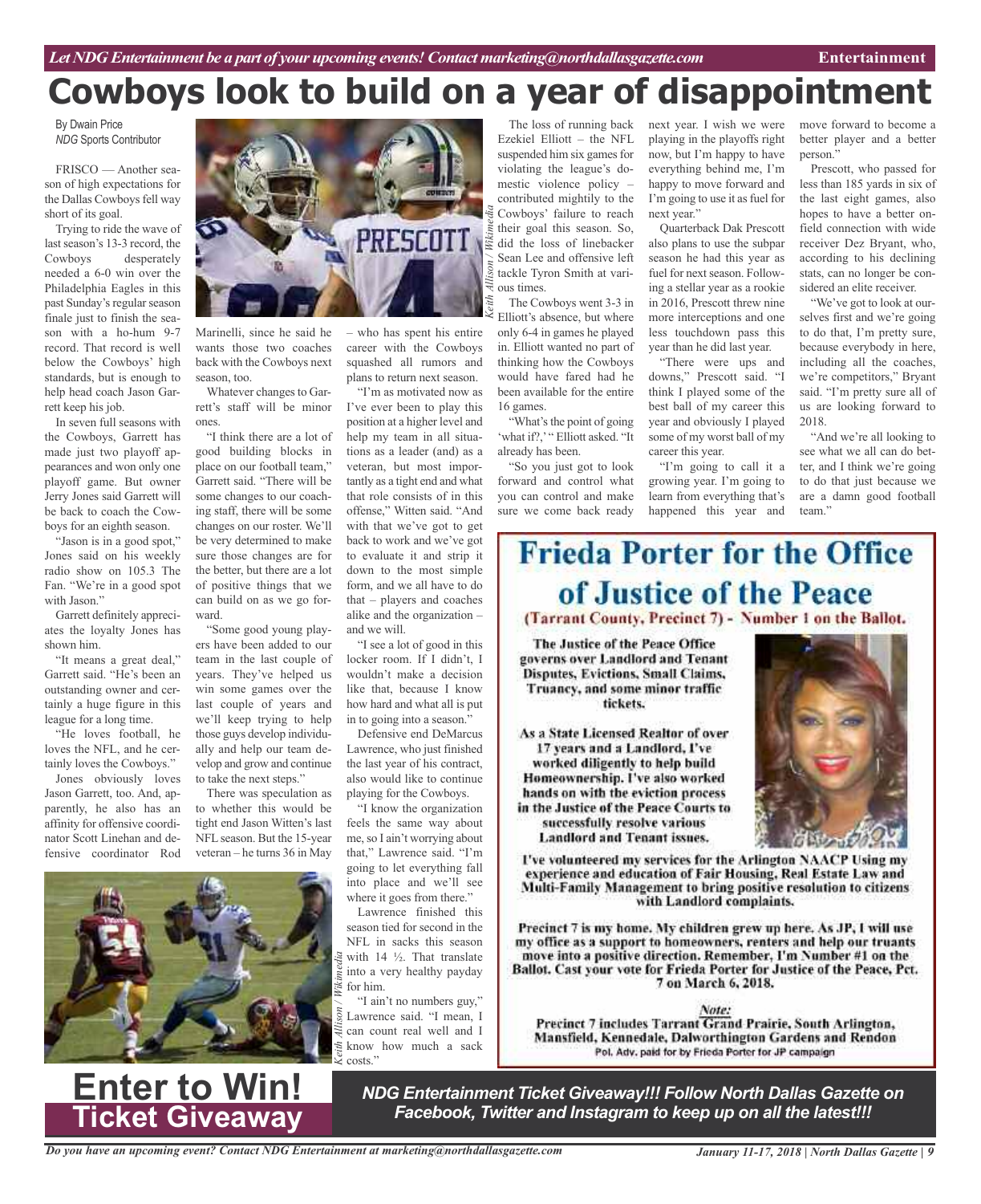# Cowboys look to build on a year of disappointment

By Dwain Price
*NDG* Sports Contributor

FRISCO — Another season of high expectations for the Dallas Cowboys fell way short of its goal.

Trying to ride the wave of last season's 13-3 record, the Cowboys desperately needed a 6-0 win over the Philadelphia Eagles in this past Sunday's regular season finale just to finish the season with a ho-hum 9-7 record. That record is well below the Cowboys' high standards, but is enough to help head coach Jason Garrett keep his job.

In seven full seasons with the Cowboys, Garrett has made just two playoff appearances and won only one playoff game. But owner Jerry Jones said Garrett will be back to coach the Cowboys for an eighth season.

"Jason is in a good spot," Jones said on his weekly radio show on 105.3 The Fan. "We're in a good spot with Jason."

Garrett definitely appreciates the loyalty Jones has shown him.

"It means a great deal," Garrett said. "He's been an outstanding owner and certainly a huge figure in this league for a long time.

"He loves football, he loves the NFL, and he certainly loves the Cowboys."

Jones obviously loves Jason Garrett, too. And, apparently, he also has an affinity for offensive coordinator Scott Linehan and defensive coordinator Rod Marinelli, since he said he wants those two coaches back with the Cowboys next season, too.

Whatever changes to Garrett's staff will be minor ones.

"I think there are a lot of good building blocks in place on our football team," Garrett said. "There will be some changes to our coaching staff, there will be some changes on our roster. We'll be very determined to make sure those changes are for the better, but there are a lot of positive things that we can build on as we go forward.

"Some good young players have been added to our team in the last couple of years. They've helped us win some games over the last couple of years and we'll keep trying to help those guys develop individually and help our team develop and grow and continue to take the next steps."

There was speculation as to whether this would be tight end Jason Witten's last NFL season. But the 15-year veteran – he turns 36 in May – who has spent his entire career with the Cowboys squashed all rumors and plans to return next season.

"I'm as motivated now as I've ever been to play this position at a higher level and help my team in all situations as a leader (and) as a veteran, but most importantly as a tight end and what that role consists of in this offense," Witten said. "And with that we've got to get back to work and we've got to evaluate it and strip it down to the most simple form, and we all have to do that – players and coaches alike and the organization – and we will.

"I see a lot of good in this locker room. If I didn't, I wouldn't make a decision like that, because I know how hard and what all is put in to going into a season."

Defensive end DeMarcus Lawrence, who just finished the last year of his contract, also would like to continue playing for the Cowboys.

"I know the organization feels the same way about me, so I ain't worrying about that," Lawrence said. "I'm going to let everything fall into place and we'll see where it goes from there."

Lawrence finished this season tied for second in the NFL in sacks this season with 14 ½. That translate into a very healthy payday for him.

"I ain't no numbers guy," Lawrence said. "I mean, I can count real well and I know how much a sack costs."

The loss of running back Ezekiel Elliott – the NFL suspended him six games for violating the league's domestic violence policy – contributed mightily to the Cowboys' failure to reach their goal this season. So, did the loss of linebacker Sean Lee and offensive left tackle Tyron Smith at various times.

The Cowboys went 3-3 in Elliott's absence, but where only 6-4 in games he played in. Elliott wanted no part of thinking how the Cowboys would have fared had he been available for the entire 16 games.

"What's the point of going 'what if?,' " Elliott asked. "It already has been.

"So you just got to look forward and control what you can control and make sure we come back ready next year. I wish we were playing in the playoffs right now, but I'm happy to have everything behind me, I'm happy to move forward and I'm going to use it as fuel for next year."

Quarterback Dak Prescott also plans to use the subpar season he had this year as fuel for next season. Following a stellar year as a rookie in 2016, Prescott threw nine more interceptions and one less touchdown pass this year than he did last year.

"There were ups and downs," Prescott said. "I think I played some of the best ball of my career this year and obviously I played some of my worst ball of my career this year.

"I'm going to call it a growing year. I'm going to learn from everything that's happened this year and move forward to become a better player and a better person."

Prescott, who passed for less than 185 yards in six of the last eight games, also hopes to have a better on-field connection with wide receiver Dez Bryant, who, according to his declining stats, can no longer be considered an elite receiver.

"We've got to look at ourselves first and we're going to do that, I'm pretty sure, because everybody in here, including all the coaches, we're competitors," Bryant said. "I'm pretty sure all of us are looking forward to 2018.

"And we're all looking to see what we all can do better, and I think we're going to do that just because we are a damn good football team."

Keith Allison / Wikimedia

Keith Allison / Wikimedia

## Frieda Porter for the Office of Justice of the Peace

**(Tarrant County, Precinct 7) - Number 1 on the Ballot.**

The Justice of the Peace Office governs over Landlord and Tenant Disputes, Evictions, Small Claims, Truancy, and some minor traffic tickets.

As a State Licensed Realtor of over 17 years and a Landlord, I've worked diligently to help build Homeownership. I've also worked hands on with the eviction process in the Justice of the Peace Courts to successfully resolve various Landlord and Tenant issues.

I've volunteered my services for the Arlington NAACP Using my experience and education of Fair Housing, Real Estate Law and Multi-Family Management to bring positive resolution to citizens with Landlord complaints.

Precinct 7 is my home. My children grew up here. As JP, I will use my office as a support to homeowners, renters and help our truants move into a positive direction. Remember, I'm Number #1 on the Ballot. Cast your vote for Frieda Porter for Justice of the Peace, Pct. 7 on March 6, 2018.

*Note:*
Precinct 7 includes Tarrant Grand Prairie, South Arlington, Mansfield, Kennedale, Dalworthington Gardens and Rendon

Pol. Adv. paid for by Frieda Porter for JP campaign

## Enter to Win! Ticket Giveaway

***NDG Entertainment Ticket Giveaway!!! Follow North Dallas Gazette on Facebook, Twitter and Instagram to keep up on all the latest!!!***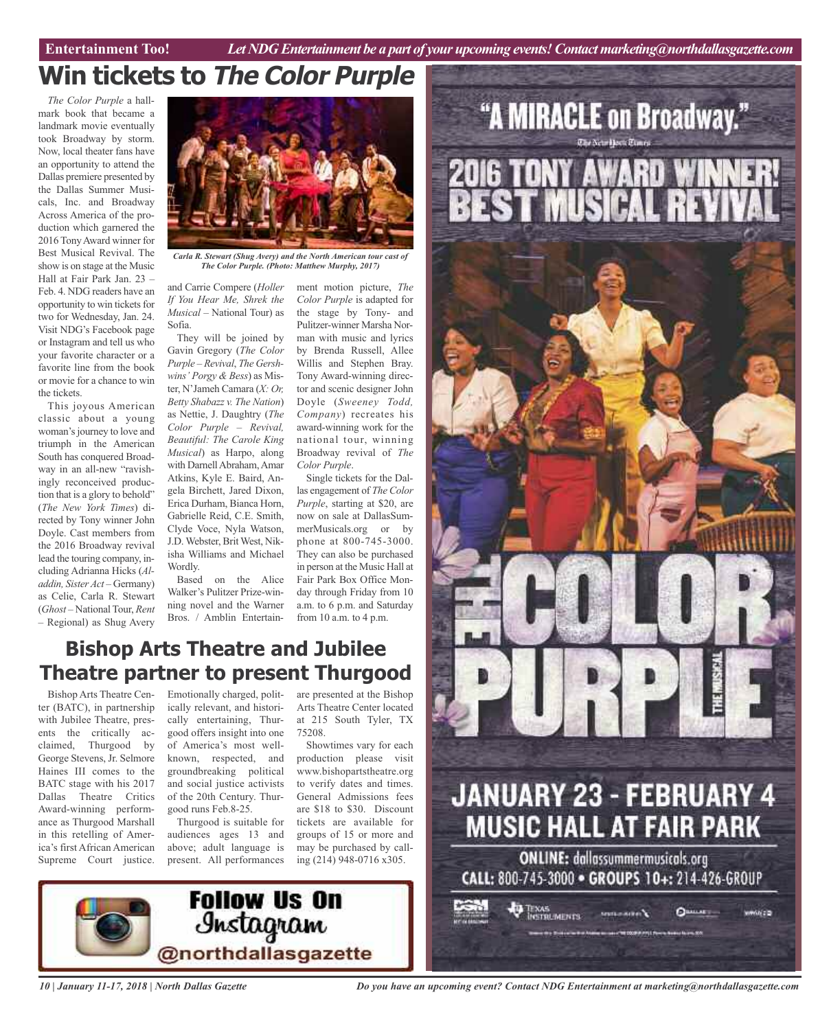# Win tickets to *The Color Purple*

*The Color Purple* a hallmark book that became a landmark movie eventually took Broadway by storm. Now, local theater fans have an opportunity to attend the Dallas premiere presented by the Dallas Summer Musicals, Inc. and Broadway Across America of the production which garnered the 2016 Tony Award winner for Best Musical Revival. The show is on stage at the Music Hall at Fair Park Jan. 23 – Feb. 4. NDG readers have an opportunity to win tickets for two for Wednesday, Jan. 24. Visit NDG's Facebook page or Instagram and tell us who your favorite character or a favorite line from the book or movie for a chance to win the tickets.

*Carla R. Stewart (Shug Avery) and the North American tour cast of The Color Purple. (Photo: Matthew Murphy, 2017)*

This joyous American classic about a young woman's journey to love and triumph in the American South has conquered Broadway in an all-new "ravishingly reconceived production that is a glory to behold" (*The New York Times*) directed by Tony winner John Doyle. Cast members from the 2016 Broadway revival lead the touring company, including Adrianna Hicks (*Aladdin, Sister Act* – Germany) as Celie, Carla R. Stewart (*Ghost* – National Tour, *Rent* – Regional) as Shug Avery and Carrie Compere (*Holler If You Hear Me, Shrek the Musical* – National Tour) as Sofia.

They will be joined by Gavin Gregory (*The Color Purple – Revival*, *The Gershwins' Porgy & Bess*) as Mister, N'Jameh Camara (*X: Or, Betty Shabazz v. The Nation*) as Nettie, J. Daughtry (*The Color Purple – Revival, Beautiful: The Carole King Musical*) as Harpo, along with Darnell Abraham, Amar Atkins, Kyle E. Baird, Angela Birchett, Jared Dixon, Erica Durham, Bianca Horn, Gabrielle Reid, C.E. Smith, Clyde Voce, Nyla Watson, J.D. Webster, Brit West, Nikisha Williams and Michael Wordly.

Based on the Alice Walker's Pulitzer Prize-winning novel and the Warner Bros. / Amblin Entertainment motion picture, *The Color Purple* is adapted for the stage by Tony- and Pulitzer-winner Marsha Norman with music and lyrics by Brenda Russell, Allee Willis and Stephen Bray. Tony Award-winning director and scenic designer John Doyle (*Sweeney Todd, Company*) recreates his award-winning work for the national tour, winning Broadway revival of *The Color Purple*.

Single tickets for the Dallas engagement of *The Color Purple*, starting at $20, are now on sale at DallasSummerMusicals.org or by phone at 800-745-3000. They can also be purchased in person at the Music Hall at Fair Park Box Office Monday through Friday from 10 a.m. to 6 p.m. and Saturday from 10 a.m. to 4 p.m.

# Bishop Arts Theatre and Jubilee Theatre partner to present Thurgood

Bishop Arts Theatre Center (BATC), in partnership with Jubilee Theatre, presents the critically acclaimed, Thurgood by George Stevens, Jr. Selmore Haines III comes to the BATC stage with his 2017 Dallas Theatre Critics Award-winning performance as Thurgood Marshall in this retelling of America's first African American Supreme Court justice. Emotionally charged, politically relevant, and historically entertaining, Thurgood offers insight into one of America's most well-known, respected, and groundbreaking political and social justice activists of the 20th Century. Thurgood runs Feb.8-25.

Thurgood is suitable for audiences ages 13 and above; adult language is present. All performances are presented at the Bishop Arts Theatre Center located at 215 South Tyler, TX 75208.

Showtimes vary for each production please visit www.bishopartstheatre.org to verify dates and times. General Admissions fees are $18 to $30. Discount tickets are available for groups of 15 or more and may be purchased by calling (214) 948-0716 x305.

**Follow Us On Instagram**
@northdallasgazette

"A MIRACLE on Broadway." — The New York Times

2016 TONY AWARD WINNER! BEST MUSICAL REVIVAL

THE COLOR PURPLE THE MUSICAL

JANUARY 23 - FEBRUARY 4
MUSIC HALL AT FAIR PARK

ONLINE: dallassummermusicals.org
CALL: 800-745-3000 • GROUPS 10+: 214-426-GROUP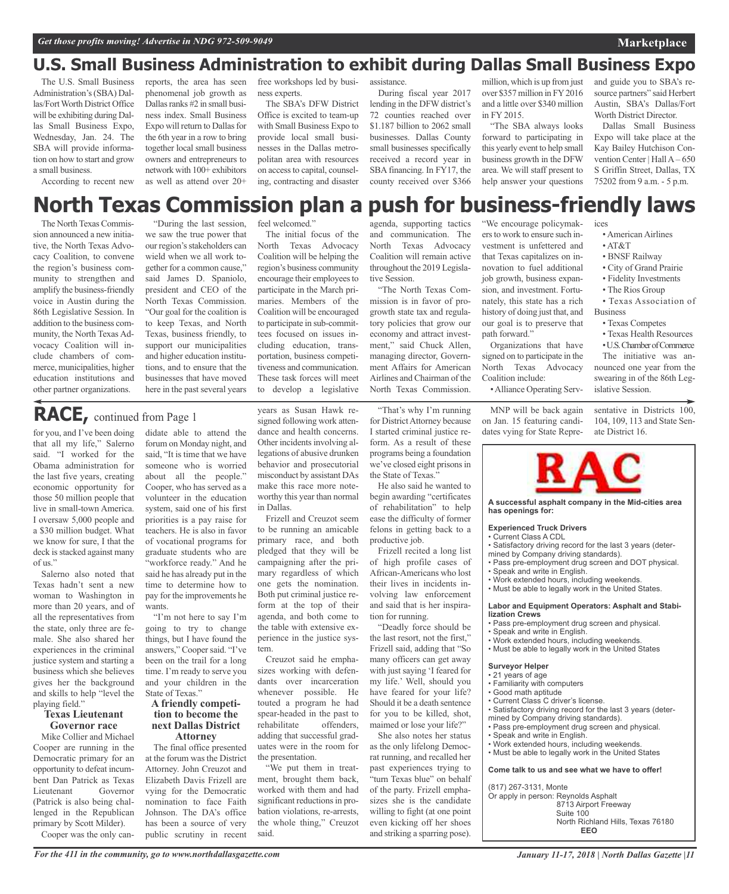## U.S. Small Business Administration to exhibit during Dallas Small Business Expo

The U.S. Small Business Administration's (SBA) Dallas/Fort Worth District Office will be exhibiting during Dallas Small Business Expo, Wednesday, Jan. 24. The SBA will provide information on how to start and grow a small business.

According to recent new reports, the area has seen phenomenal job growth as Dallas ranks #2 in small business index. Small Business Expo will return to Dallas for the 6th year in a row to bring together local small business owners and entrepreneurs to network with 100+ exhibitors as well as attend over 20+ free workshops led by business experts.

The SBA's DFW District Office is excited to team-up with Small Business Expo to provide local small businesses in the Dallas metropolitan area with resources on access to capital, counseling, contracting and disaster assistance.

During fiscal year 2017 lending in the DFW district's 72 counties reached over $1.187 billion to 2062 small businesses. Dallas County small businesses specifically received a record year in SBA financing. In FY17, the county received over $366 million, which is up from just over $357 million in FY 2016 and a little over $340 million in FY 2015.

"The SBA always looks forward to participating in this yearly event to help small business growth in the DFW area. We will staff present to help answer your questions and guide you to SBA's resource partners" said Herbert Austin, SBA's Dallas/Fort Worth District Director.

Dallas Small Business Expo will take place at the Kay Bailey Hutchison Convention Center | Hall A – 650 S Griffin Street, Dallas, TX 75202 from 9 a.m. - 5 p.m.

# North Texas Commission plan a push for business-friendly laws

The North Texas Commission announced a new initiative, the North Texas Advocacy Coalition, to convene the region's business community to strengthen and amplify the business-friendly voice in Austin during the 86th Legislative Session. In addition to the business community, the North Texas Advocacy Coalition will include chambers of commerce, municipalities, higher education institutions and other partner organizations.

"During the last session, we saw the true power that our region's stakeholders can wield when we all work together for a common cause," said James D. Spaniolo, president and CEO of the North Texas Commission. "Our goal for the coalition is to keep Texas, and North Texas, business friendly, to support our municipalities and higher education institutions, and to ensure that the businesses that have moved here in the past several years feel welcomed."

The initial focus of the North Texas Advocacy Coalition will be helping the region's business community encourage their employees to participate in the March primaries. Members of the Coalition will be encouraged to participate in sub-committees focused on issues including education, transportation, business competitiveness and communication. These task forces will meet to develop a legislative agenda, supporting tactics and communication. The North Texas Advocacy Coalition will remain active throughout the 2019 Legislative Session.

"The North Texas Commission is in favor of pro-growth state tax and regulatory policies that grow our economy and attract investment," said Chuck Allen, managing director, Government Affairs for American Airlines and Chairman of the North Texas Commission. "We encourage policymakers to work to ensure such investment is unfettered and that Texas capitalizes on innovation to fuel additional job growth, business expansion, and investment. Fortunately, this state has a rich history of doing just that, and our goal is to preserve that path forward."

Organizations that have signed on to participate in the North Texas Advocacy Coalition include:

- Alliance Operating Services
- American Airlines
- AT&T
- BNSF Railway
- City of Grand Prairie
- Fidelity Investments
- The Rios Group
- Texas Association of Business
- Texas Competes
- Texas Health Resources
- U.S. Chamber of Commerce

The initiative was announced one year from the swearing in of the 86th Legislative Session.

## RACE, continued from Page 1

for you, and I've been doing that all my life," Salerno said. "I worked for the Obama administration for the last five years, creating economic opportunity for those 50 million people that live in small-town America. I oversaw 5,000 people and a $30 million budget. What we know for sure, I that the deck is stacked against many of us."

Salerno also noted that Texas hadn't sent a new woman to Washington in more than 20 years, and of all the representatives from the state, only three are female. She also shared her experiences in the criminal justice system and starting a business which she believes gives her the background and skills to help "level the playing field."

### Texas Lieutenant Governor race

Mike Collier and Michael Cooper are running in the Democratic primary for an opportunity to defeat incumbent Dan Patrick as Texas Lieutenant Governor (Patrick is also being challenged in the Republican primary by Scott Milder).

Cooper was the only candidate able to attend the forum on Monday night, and said, "It is time that we have someone who is worried about all the people." Cooper, who has served as a volunteer in the education system, said one of his first priorities is a pay raise for teachers. He is also in favor of vocational programs for graduate students who are "workforce ready." And he said he has already put in the time to determine how to pay for the improvements he wants.

"I'm not here to say I'm going to try to change things, but I have found the answers," Cooper said. "I've been on the trail for a long time. I'm ready to serve you and your children in the State of Texas."

### A friendly competition to become the next Dallas District Attorney

The final office presented at the forum was the District Attorney. John Creuzot and Elizabeth Davis Frizell are vying for the Democratic nomination to face Faith Johnson. The DA's office has been a source of very public scrutiny in recent years as Susan Hawk resigned following work attendance and health concerns. Other incidents involving allegations of abusive drunken behavior and prosecutorial misconduct by assistant DAs make this race more noteworthy this year than normal in Dallas.

Frizell and Creuzot seem to be running an amicable primary race, and both pledged that they will be campaigning after the primary regardless of which one gets the nomination. Both put criminal justice reform at the top of their agenda, and both come to the table with extensive experience in the justice system.

Creuzot said he emphasizes working with defendants over incarceration whenever possible. He touted a program he had spear-headed in the past to rehabilitate offenders, adding that successful graduates were in the room for the presentation.

"We put them in treatment, brought them back, worked with them and had significant reductions in probation violations, re-arrests, the whole thing," Creuzot said.

"That's why I'm running for District Attorney because I started criminal justice reform. As a result of these programs being a foundation we've closed eight prisons in the State of Texas."

He also said he wanted to begin awarding "certificates of rehabilitation" to help ease the difficulty of former felons in getting back to a productive job.

Frizell recited a long list of high profile cases of African-Americans who lost their lives in incidents involving law enforcement and said that is her inspiration for running.

"Deadly force should be the last resort, not the first," Frizell said, adding that "So many officers can get away with just saying 'I feared for my life.' Well, should you have feared for your life? Should it be a death sentence for you to be killed, shot, maimed or lose your life?"

She also notes her status as the only lifelong Democrat running, and recalled her past experiences trying to "turn Texas blue" on behalf of the party. Frizell emphasizes she is the candidate willing to fight (at one point even kicking off her shoes and striking a sparring pose).

MNP will be back again on Jan. 15 featuring candidates vying for State Representative in Districts 100, 104, 109, 113 and State Senate District 16.

---

**RAC**

**A successful asphalt company in the Mid-cities area has openings for:**

**Experienced Truck Drivers**
- Current Class A CDL
- Satisfactory driving record for the last 3 years (determined by Company driving standards).
- Pass pre-employment drug screen and DOT physical.
- Speak and write in English.
- Work extended hours, including weekends.
- Must be able to legally work in the United States.

**Labor and Equipment Operators: Asphalt and Stabilization Crews**
- Pass pre-employment drug screen and physical.
- Speak and write in English.
- Work extended hours, including weekends.
- Must be able to legally work in the United States

**Surveyor Helper**
- 21 years of age
- Familiarity with computers
- Good math aptitude
- Current Class C driver's license.
- Satisfactory driving record for the last 3 years (determined by Company driving standards).
- Pass pre-employment drug screen and physical.
- Speak and write in English.
- Work extended hours, including weekends.
- Must be able to legally work in the United States

**Come talk to us and see what we have to offer!**

(817) 267-3131, Monte
Or apply in person: Reynolds Asphalt
8713 Airport Freeway
Suite 100
North Richland Hills, Texas 76180

**EEO**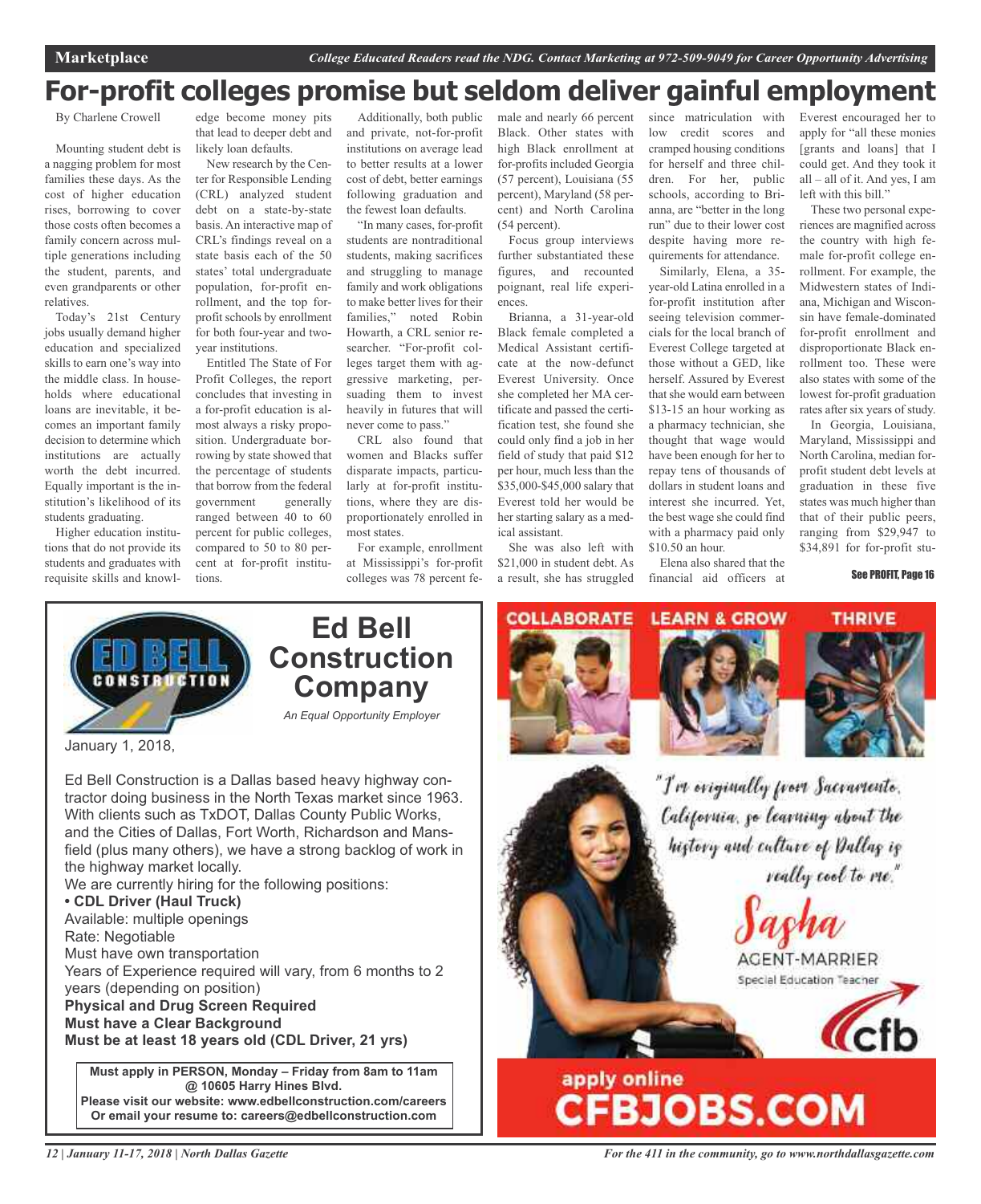# For-profit colleges promise but seldom deliver gainful employment

By Charlene Crowell

Mounting student debt is a nagging problem for most families these days. As the cost of higher education rises, borrowing to cover those costs often becomes a family concern across multiple generations including the student, parents, and even grandparents or other relatives.

Today's 21st Century jobs usually demand higher education and specialized skills to earn one's way into the middle class. In households where educational loans are inevitable, it becomes an important family decision to determine which institutions are actually worth the debt incurred. Equally important is the institution's likelihood of its students graduating.

Higher education institutions that do not provide its students and graduates with requisite skills and knowledge become money pits that lead to deeper debt and likely loan defaults.

New research by the Center for Responsible Lending (CRL) analyzed student debt on a state-by-state basis. An interactive map of CRL's findings reveal on a state basis each of the 50 states' total undergraduate population, for-profit enrollment, and the top for-profit schools by enrollment for both four-year and two-year institutions.

Entitled The State of For Profit Colleges, the report concludes that investing in a for-profit education is almost always a risky proposition. Undergraduate borrowing by state showed that the percentage of students that borrow from the federal government generally ranged between 40 to 60 percent for public colleges, compared to 50 to 80 percent at for-profit institutions.

Additionally, both public and private, not-for-profit institutions on average lead to better results at a lower cost of debt, better earnings following graduation and the fewest loan defaults.

"In many cases, for-profit students are nontraditional students, making sacrifices and struggling to manage family and work obligations to make better lives for their families," noted Robin Howarth, a CRL senior researcher. "For-profit colleges target them with aggressive marketing, persuading them to invest heavily in futures that will never come to pass."

CRL also found that women and Blacks suffer disparate impacts, particularly at for-profit institutions, where they are disproportionately enrolled in most states.

For example, enrollment at Mississippi's for-profit colleges was 78 percent female and nearly 66 percent Black. Other states with high Black enrollment at for-profits included Georgia (57 percent), Louisiana (55 percent), Maryland (58 percent) and North Carolina (54 percent).

Focus group interviews further substantiated these figures, and recounted poignant, real life experiences.

Brianna, a 31-year-old Black female completed a Medical Assistant certificate at the now-defunct Everest University. Once she completed her MA certificate and passed the certification test, she found she could only find a job in her field of study that paid $12 per hour, much less than the $35,000-$45,000 salary that Everest told her would be her starting salary as a medical assistant.

She was also left with $21,000 in student debt. As a result, she has struggled since matriculation with low credit scores and cramped housing conditions for herself and three children. For her, public schools, according to Brianna, are "better in the long run" due to their lower cost despite having more requirements for attendance.

Similarly, Elena, a 35-year-old Latina enrolled in a for-profit institution after seeing television commercials for the local branch of Everest College targeted at those without a GED, like herself. Assured by Everest that she would earn between $13-15 an hour working as a pharmacy technician, she thought that wage would have been enough for her to repay tens of thousands of dollars in student loans and interest she incurred. Yet, the best wage she could find with a pharmacy paid only $10.50 an hour.

Elena also shared that the financial aid officers at Everest encouraged her to apply for "all these monies [grants and loans] that I could get. And they took it all – all of it. And yes, I am left with this bill."

These two personal experiences are magnified across the country with high female for-profit college enrollment. For example, the Midwestern states of Indiana, Michigan and Wisconsin have female-dominated for-profit enrollment and disproportionate Black enrollment too. These were also states with some of the lowest for-profit graduation rates after six years of study.

In Georgia, Louisiana, Maryland, Mississippi and North Carolina, median for-profit student debt levels at graduation in these five states was much higher than that of their public peers, ranging from $29,947 to $34,891 for for-profit stu-

See PROFIT, Page 16

---

## Ed Bell Construction Company

*An Equal Opportunity Employer*

January 1, 2018,

Ed Bell Construction is a Dallas based heavy highway contractor doing business in the North Texas market since 1963. With clients such as TxDOT, Dallas County Public Works, and the Cities of Dallas, Fort Worth, Richardson and Mansfield (plus many others), we have a strong backlog of work in the highway market locally.

We are currently hiring for the following positions:

**• CDL Driver (Haul Truck)**

Available: multiple openings
Rate: Negotiable
Must have own transportation
Years of Experience required will vary, from 6 months to 2 years (depending on position)

**Physical and Drug Screen Required**
**Must have a Clear Background**
**Must be at least 18 years old (CDL Driver, 21 yrs)**

**Must apply in PERSON, Monday – Friday from 8am to 11am @ 10605 Harry Hines Blvd.**
**Please visit our website: www.edbellconstruction.com/careers**
**Or email your resume to: careers@edbellconstruction.com**

---

COLLABORATE LEARN & GROW THRIVE

"I'm originally from Sacramento, California, so learning about the history and culture of Dallas is really cool to me."

Sasha
AGENT-MARRIER
Special Education Teacher

cfb

apply online
CFBJOBS.COM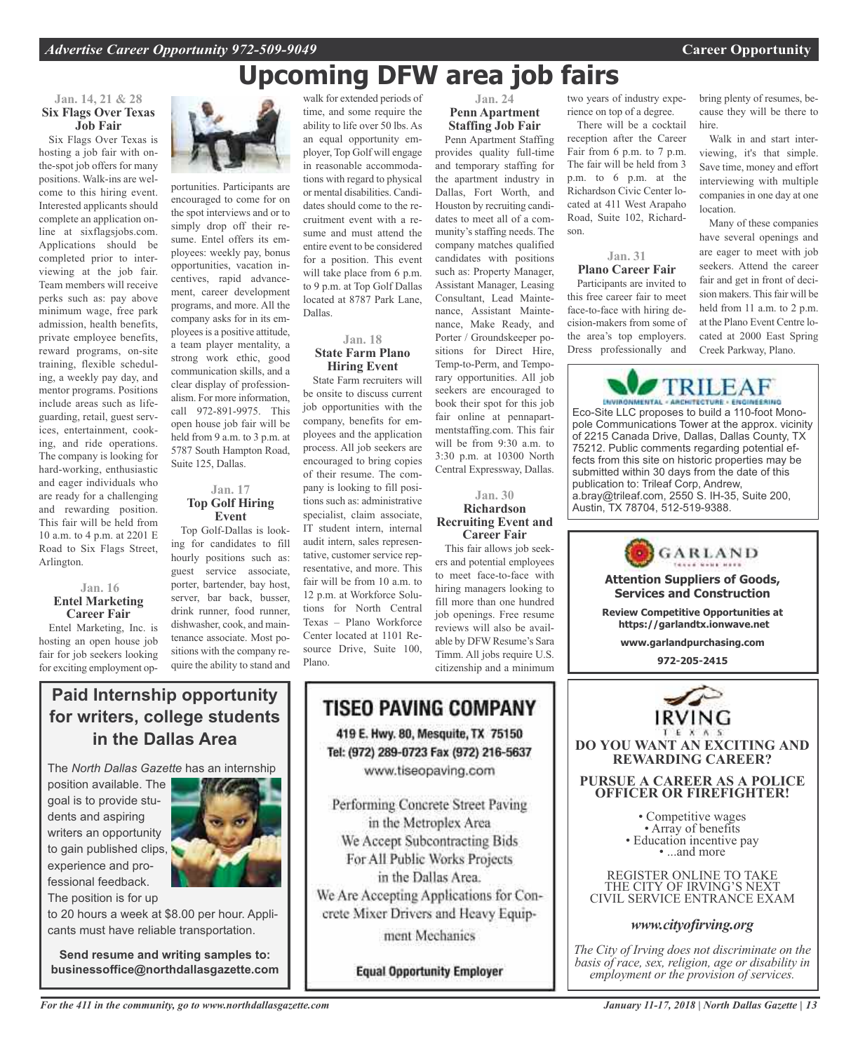# Upcoming DFW area job fairs

### Jan. 14, 21 & 28
### Six Flags Over Texas Job Fair

Six Flags Over Texas is hosting a job fair with on-the-spot job offers for many positions. Walk-ins are welcome to this hiring event. Interested applicants should complete an application online at sixflagsjobs.com. Applications should be completed prior to interviewing at the job fair. Team members will receive perks such as: pay above minimum wage, free park admission, health benefits, private employee benefits, reward programs, on-site training, flexible scheduling, a weekly pay day, and mentor programs. Positions include areas such as lifeguarding, retail, guest services, entertainment, cooking, and ride operations. The company is looking for hard-working, enthusiastic and eager individuals who are ready for a challenging and rewarding position. This fair will be held from 10 a.m. to 4 p.m. at 2201 E Road to Six Flags Street, Arlington.

### Jan. 16
### Entel Marketing Career Fair

Entel Marketing, Inc. is hosting an open house job fair for job seekers looking for exciting employment opportunities. Participants are encouraged to come for on the spot interviews and or to simply drop off their resume. Entel offers its employees: weekly pay, bonus opportunities, vacation incentives, rapid advancement, career development programs, and more. All the company asks for in its employees is a positive attitude, a team player mentality, a strong work ethic, good communication skills, and a clear display of professionalism. For more information, call 972-891-9975. This open house job fair will be held from 9 a.m. to 3 p.m. at 5787 South Hampton Road, Suite 125, Dallas.

### Jan. 17
### Top Golf Hiring Event

Top Golf-Dallas is looking for candidates to fill hourly positions such as: guest service associate, porter, bartender, bay host, server, bar back, busser, drink runner, food runner, dishwasher, cook, and maintenance associate. Most positions with the company require the ability to stand and walk for extended periods of time, and some require the ability to life over 50 lbs. As an equal opportunity employer, Top Golf will engage in reasonable accommodations with regard to physical or mental disabilities. Candidates should come to the recruitment event with a resume and must attend the entire event to be considered for a position. This event will take place from 6 p.m. to 9 p.m. at Top Golf Dallas located at 8787 Park Lane, Dallas.

### Jan. 18
### State Farm Plano Hiring Event

State Farm recruiters will be onsite to discuss current job opportunities with the company, benefits for employees and the application process. All job seekers are encouraged to bring copies of their resume. The company is looking to fill positions such as: administrative specialist, claim associate, IT student intern, internal audit intern, sales representative, customer service representative, and more. This fair will be from 10 a.m. to 12 p.m. at Workforce Solutions for North Central Texas – Plano Workforce Center located at 1101 Resource Drive, Suite 100, Plano.

### Jan. 24
### Penn Apartment Staffing Job Fair

Penn Apartment Staffing provides quality full-time and temporary staffing for the apartment industry in Dallas, Fort Worth, and Houston by recruiting candidates to meet all of a community's staffing needs. The company matches qualified candidates with positions such as: Property Manager, Assistant Manager, Leasing Consultant, Lead Maintenance, Assistant Maintenance, Make Ready, and Porter / Groundskeeper positions for Direct Hire, Temp-to-Perm, and Temporary opportunities. All job seekers are encouraged to book their spot for this job fair online at pennapartmentstaffing.com. This fair will be from 9:30 a.m. to 3:30 p.m. at 10300 North Central Expressway, Dallas.

### Jan. 30
### Richardson Recruiting Event and Career Fair

This fair allows job seekers and potential employees to meet face-to-face with hiring managers looking to fill more than one hundred job openings. Free resume reviews will also be available by DFW Resume's Sara Timm. All jobs require U.S. citizenship and a minimum two years of industry experience on top of a degree.

There will be a cocktail reception after the Career Fair from 6 p.m. to 7 p.m. The fair will be held from 3 p.m. to 6 p.m. at the Richardson Civic Center located at 411 West Arapaho Road, Suite 102, Richardson.

### Jan. 31
### Plano Career Fair

Participants are invited to this free career fair to meet face-to-face with hiring decision-makers from some of the area's top employers. Dress professionally and bring plenty of resumes, because they will be there to hire.

Walk in and start interviewing, it's that simple. Save time, money and effort interviewing with multiple companies in one day at one location.

Many of these companies have several openings and are eager to meet with job seekers. Attend the career fair and get in front of decision makers. This fair will be held from 11 a.m. to 2 p.m. at the Plano Event Centre located at 2000 East Spring Creek Parkway, Plano.

---

**TRILEAF**
ENVIRONMENTAL • ARCHITECTURE • ENGINEERING

Eco-Site LLC proposes to build a 110-foot Monopole Communications Tower at the approx. vicinity of 2215 Canada Drive, Dallas, Dallas County, TX 75212. Public comments regarding potential effects from this site on historic properties may be submitted within 30 days from the date of this publication to: Trileaf Corp, Andrew, a.bray@trileaf.com, 2550 S. IH-35, Suite 200, Austin, TX 78704, 512-519-9388.

---

**GARLAND**

**Attention Suppliers of Goods, Services and Construction**

**Review Competitive Opportunities at https://garlandtx.ionwave.net**

**www.garlandpurchasing.com**

**972-205-2415**

---

## Paid Internship opportunity for writers, college students in the Dallas Area

The *North Dallas Gazette* has an internship position available. The goal is to provide students and aspiring writers an opportunity to gain published clips, experience and professional feedback. The position is for up to 20 hours a week at $8.00 per hour. Applicants must have reliable transportation.

**Send resume and writing samples to: businessoffice@northdallasgazette.com**

---

## TISEO PAVING COMPANY

**419 E. Hwy. 80, Mesquite, TX 75150**
**Tel: (972) 289-0723 Fax (972) 216-5637**
www.tiseopaving.com

Performing Concrete Street Paving in the Metroplex Area
We Accept Subcontracting Bids For All Public Works Projects in the Dallas Area.
We Are Accepting Applications for Concrete Mixer Drivers and Heavy Equipment Mechanics

**Equal Opportunity Employer**

---

**IRVING TEXAS**

**DO YOU WANT AN EXCITING AND REWARDING CAREER?**

**PURSUE A CAREER AS A POLICE OFFICER OR FIREFIGHTER!**

- Competitive wages
- Array of benefits
- Education incentive pay
- ...and more

REGISTER ONLINE TO TAKE THE CITY OF IRVING'S NEXT CIVIL SERVICE ENTRANCE EXAM

***www.cityofirving.org***

*The City of Irving does not discriminate on the basis of race, sex, religion, age or disability in employment or the provision of services.*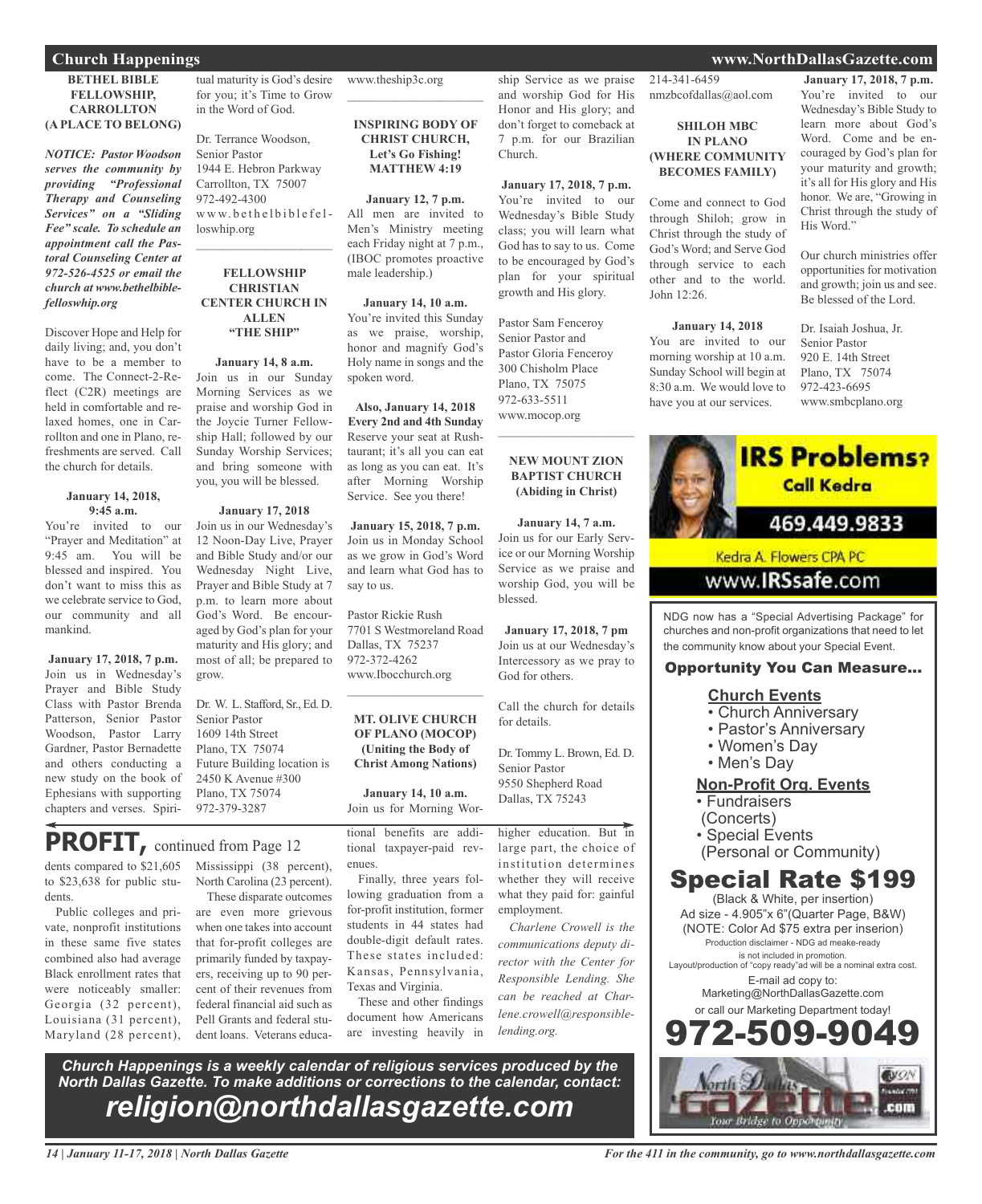# Church Happenings

### BETHEL BIBLE FELLOWSHIP, CARROLLTON (A PLACE TO BELONG)

***NOTICE: Pastor Woodson serves the community by providing "Professional Therapy and Counseling Services" on a "Sliding Fee" scale. To schedule an appointment call the Pastoral Counseling Center at 972-526-4525 or email the church at www.bethelbiblefelloswhip.org***

Discover Hope and Help for daily living; and, you don't have to be a member to come. The Connect-2-Reflect (C2R) meetings are held in comfortable and relaxed homes, one in Carrollton and one in Plano, refreshments are served. Call the church for details.

**January 14, 2018, 9:45 a.m.**
You're invited to our "Prayer and Meditation" at 9:45 am. You will be blessed and inspired. You don't want to miss this as we celebrate service to God, our community and all mankind.

**January 17, 2018, 7 p.m.**
Join us in Wednesday's Prayer and Bible Study Class with Pastor Brenda Patterson, Senior Pastor Woodson, Pastor Larry Gardner, Pastor Bernadette and others conducting a new study on the book of Ephesians with supporting chapters and verses. Spiritual maturity is God's desire for you; it's Time to Grow in the Word of God.

Dr. Terrance Woodson,
Senior Pastor
1944 E. Hebron Parkway
Carrollton, TX 75007
972-492-4300
www.bethelbiblefelloswhip.org

---

### FELLOWSHIP CHRISTIAN CENTER CHURCH IN ALLEN "THE SHIP"

**January 14, 8 a.m.**
Join us in our Sunday Morning Services as we praise and worship God in the Joycie Turner Fellowship Hall; followed by our Sunday Worship Services; and bring someone with you, you will be blessed.

**January 17, 2018**
Join us in our Wednesday's 12 Noon-Day Live, Prayer and Bible Study and/or our Wednesday Night Live, Prayer and Bible Study at 7 p.m. to learn more about God's Word. Be encouraged by God's plan for your maturity and His glory; and most of all; be prepared to grow.

Dr. W. L. Stafford, Sr., Ed. D.
Senior Pastor
1609 14th Street
Plano, TX 75074
Future Building location is
2450 K Avenue #300
Plano, TX 75074
972-379-3287
www.theship3c.org

---

### INSPIRING BODY OF CHRIST CHURCH, Let's Go Fishing! MATTHEW 4:19

**January 12, 7 p.m.**
All men are invited to Men's Ministry meeting each Friday night at 7 p.m., (IBOC promotes proactive male leadership.)

**January 14, 10 a.m.**
You're invited this Sunday as we praise, worship, honor and magnify God's Holy name in songs and the spoken word.

**Also, January 14, 2018 Every 2nd and 4th Sunday**
Reserve your seat at Rushtaurant; it's all you can eat as long as you can eat. It's after Morning Worship Service. See you there!

**January 15, 2018, 7 p.m.**
Join us in Monday School as we grow in God's Word and learn what God has to say to us.

Pastor Rickie Rush
7701 S Westmoreland Road
Dallas, TX 75237
972-372-4262
www.Ibocchurch.org

---

### MT. OLIVE CHURCH OF PLANO (MOCOP) (Uniting the Body of Christ Among Nations)

**January 14, 10 a.m.**
Join us for Morning Worship Service as we praise and worship God for His Honor and His glory; and don't forget to comeback at 7 p.m. for our Brazilian Church.

**January 17, 2018, 7 p.m.**
You're invited to our Wednesday's Bible Study class; you will learn what God has to say to us. Come to be encouraged by God's plan for your spiritual growth and His glory.

Pastor Sam Fenceroy
Senior Pastor and
Pastor Gloria Fenceroy
300 Chisholm Place
Plano, TX 75075
972-633-5511
www.mocop.org

---

### NEW MOUNT ZION BAPTIST CHURCH (Abiding in Christ)

**January 14, 7 a.m.**
Join us for our Early Service or our Morning Worship Service as we praise and worship God, you will be blessed.

**January 17, 2018, 7 pm**
Join us at our Wednesday's Intercessory as we pray to God for others.

Call the church for details for details.

Dr. Tommy L. Brown, Ed. D.
Senior Pastor
9550 Shepherd Road
Dallas, TX 75243
214-341-6459
nmzbcofdallas@aol.com

### SHILOH MBC IN PLANO (WHERE COMMUNITY BECOMES FAMILY)

Come and connect to God through Shiloh; grow in Christ through the study of God's Word; and Serve God through service to each other and to the world. John 12:26.

**January 14, 2018**
You are invited to our morning worship at 10 a.m. Sunday School will begin at 8:30 a.m. We would love to have you at our services.

**January 17, 2018, 7 p.m.**
You're invited to our Wednesday's Bible Study to learn more about God's Word. Come and be encouraged by God's plan for your maturity and growth; it's all for His glory and His honor. We are, "Growing in Christ through the study of His Word."

Our church ministries offer opportunities for motivation and growth; join us and see. Be blessed of the Lord.

Dr. Isaiah Joshua, Jr.
Senior Pastor
920 E. 14th Street
Plano, TX 75074
972-423-6695
www.smbcplano.org

---

**IRS Problems? Call Kedra**
469.449.9833
Kedra A. Flowers CPA PC
www.IRSsafe.com

---

NDG now has a "Special Advertising Package" for churches and non-profit organizations that need to let the community know about your Special Event.

**Opportunity You Can Measure...**

**Church Events**
- Church Anniversary
- Pastor's Anniversary
- Women's Day
- Men's Day

**Non-Profit Org. Events**
- Fundraisers (Concerts)
- Special Events (Personal or Community)

**Special Rate $199**
(Black & White, per insertion)
Ad size - 4.905"x 6"(Quarter Page, B&W)
(NOTE: Color Ad $75 extra per insertion)
Production disclaimer - NDG ad meake-ready is not included in promotion.
Layout/production of "copy ready"ad will be a nominal extra cost.
E-mail ad copy to:
Marketing@NorthDallasGazette.com
or call our Marketing Department today!
**972-509-9049**

---

## PROFIT, continued from Page 12

dents compared to $21,605 to $23,638 for public students.

Public colleges and private, nonprofit institutions in these same five states combined also had average Black enrollment rates that were noticeably smaller: Georgia (32 percent), Louisiana (31 percent), Maryland (28 percent), Mississippi (38 percent), North Carolina (23 percent).

These disparate outcomes are even more grievous when one takes into account that for-profit colleges are primarily funded by taxpayers, receiving up to 90 percent of their revenues from federal financial aid such as Pell Grants and federal student loans. Veterans educational benefits are additional taxpayer-paid revenues.

Finally, three years following graduation from a for-profit institution, former students in 44 states had double-digit default rates. These states included: Kansas, Pennsylvania, Texas and Virginia.

These and other findings document how Americans are investing heavily in higher education. But in large part, the choice of institution determines whether they will receive what they paid for: gainful employment.

*Charlene Crowell is the communications deputy director with the Center for Responsible Lending. She can be reached at Charlene.crowell@responsiblelending.org.*

---

***Church Happenings is a weekly calendar of religious services produced by the North Dallas Gazette. To make additions or corrections to the calendar, contact:***
***religion@northdallasgazette.com***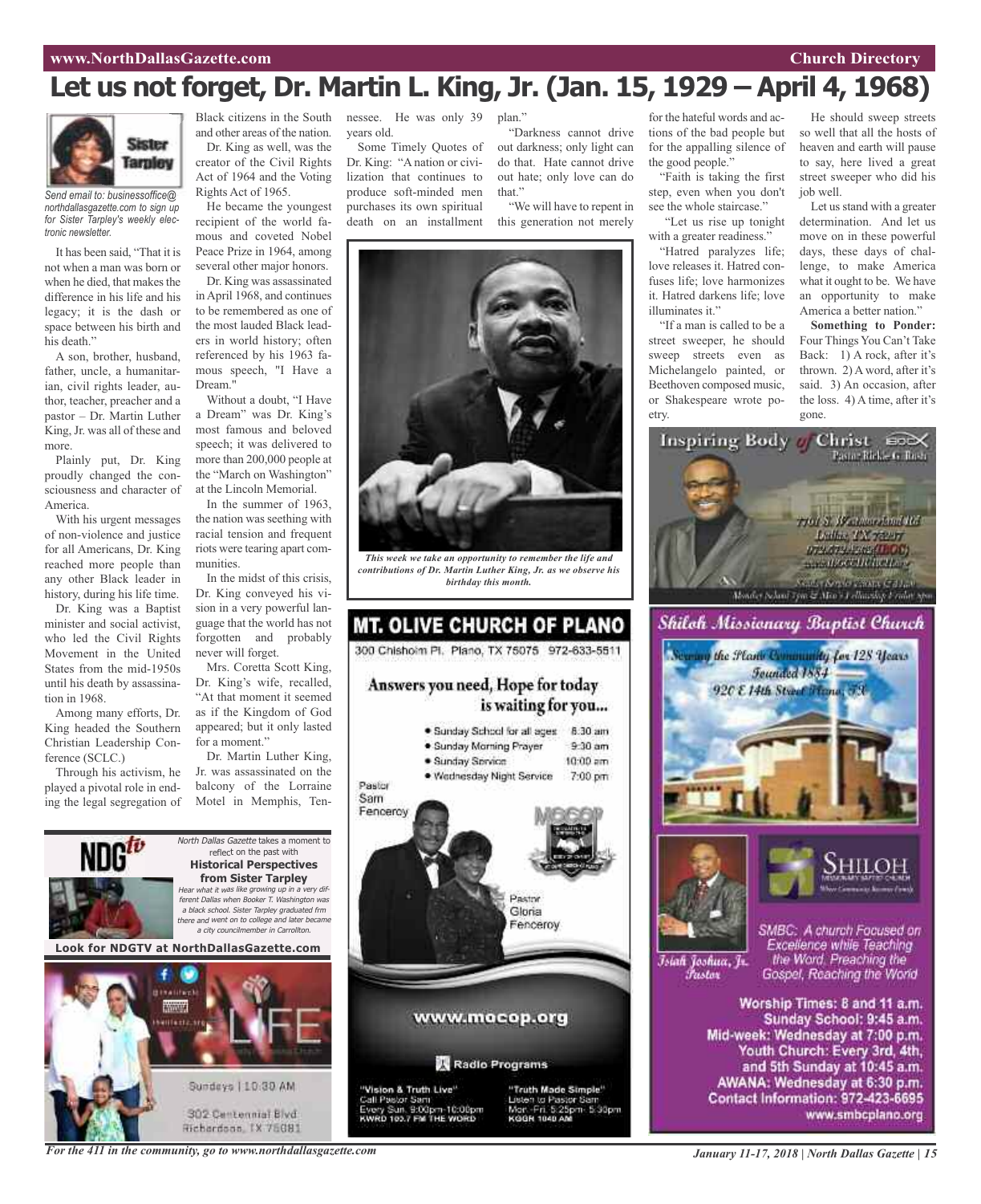# Let us not forget, Dr. Martin L. King, Jr. (Jan. 15, 1929 – April 4, 1968)

Sister Tarpley

*Send email to: businessoffice@northdallasgazette.com to sign up for Sister Tarpley's weekly electronic newsletter.*

It has been said, "That it is not when a man was born or when he died, that makes the difference in his life and his legacy; it is the dash or space between his birth and his death."

A son, brother, husband, father, uncle, a humanitarian, civil rights leader, author, teacher, preacher and a pastor – Dr. Martin Luther King, Jr. was all of these and more.

Plainly put, Dr. King proudly changed the consciousness and character of America.

With his urgent messages of non-violence and justice for all Americans, Dr. King reached more people than any other Black leader in history, during his life time.

Dr. King was a Baptist minister and social activist, who led the Civil Rights Movement in the United States from the mid-1950s until his death by assassination in 1968.

Among many efforts, Dr. King headed the Southern Christian Leadership Conference (SCLC.)

Through his activism, he played a pivotal role in ending the legal segregation of Black citizens in the South and other areas of the nation.

Dr. King as well, was the creator of the Civil Rights Act of 1964 and the Voting Rights Act of 1965.

He became the youngest recipient of the world famous and coveted Nobel Peace Prize in 1964, among several other major honors.

Dr. King was assassinated in April 1968, and continues to be remembered as one of the most lauded Black leaders in world history; often referenced by his 1963 famous speech, "I Have a Dream."

Without a doubt, "I Have a Dream" was Dr. King's most famous and beloved speech; it was delivered to more than 200,000 people at the "March on Washington" at the Lincoln Memorial.

In the summer of 1963, the nation was seething with racial tension and frequent riots were tearing apart communities.

In the midst of this crisis, Dr. King conveyed his vision in a very powerful language that the world has not forgotten and probably never will forget.

Mrs. Coretta Scott King, Dr. King's wife, recalled, "At that moment it seemed as if the Kingdom of God appeared; but it only lasted for a moment."

Dr. Martin Luther King, Jr. was assassinated on the balcony of the Lorraine Motel in Memphis, Tennessee. He was only 39 years old.

Some Timely Quotes of Dr. King: "A nation or civilization that continues to produce soft-minded men purchases its own spiritual death on an installment plan."

"Darkness cannot drive out darkness; only light can do that. Hate cannot drive out hate; only love can do that."

"We will have to repent in this generation not merely for the hateful words and actions of the bad people but for the appalling silence of the good people."

"Faith is taking the first step, even when you don't see the whole staircase."

"Let us rise up tonight with a greater readiness."

"Hatred paralyzes life; love releases it. Hatred confuses life; love harmonizes it. Hatred darkens life; love illuminates it."

"If a man is called to be a street sweeper, he should sweep streets even as Michelangelo painted, or Beethoven composed music, or Shakespeare wrote poetry.

He should sweep streets so well that all the hosts of heaven and earth will pause to say, here lived a great street sweeper who did his job well.

Let us stand with a greater determination. And let us move on in these powerful days, these days of challenge, to make America what it ought to be. We have an opportunity to make America a better nation."

**Something to Ponder:** Four Things You Can't Take Back: 1) A rock, after it's thrown. 2) A word, after it's said. 3) An occasion, after the loss. 4) A time, after it's gone.

*This week we take an opportunity to remember the life and contributions of Dr. Martin Luther King, Jr. as we observe his birthday this month.*

---

**NDGtv**

*North Dallas Gazette* takes a moment to reflect on the past with

**Historical Perspectives from Sister Tarpley**

*Hear what it was like growing up in a very different Dallas when Booker T. Washington was a black school. Sister Tarpley graduated frm there and went on to college and later became a city councilmember in Carrollton.*

**Look for NDGTV at NorthDallasGazette.com**

---

LIFE

Sundays | 10:30 AM

302 Centennial Blvd
Richardson, TX 75081

---

## MT. OLIVE CHURCH OF PLANO

300 Chisholm Pl. Plano, TX 75075 972-633-5511

**Answers you need, Hope for today is waiting for you...**

- Sunday School for all ages 8:30 am
- Sunday Morning Prayer 9:30 am
- Sunday Service 10:00 am
- Wednesday Night Service 7:00 pm

Pastor Sam Fenceroy

Pastor Gloria Fenceroy

www.mocop.org

**Radio Programs**

"Vision & Truth Live"
Call Pastor Sam
Every Sun. 9:00pm-10:00pm
KWRD 100.7 FM THE WORD

"Truth Made Simple"
Listen to Pastor Sam
Mon.-Fri. 5:25pm- 5:30pm
KGGR 1040 AM

---

## Inspiring Body of Christ

Pastor Rickie G. Rush

7701 S. Westmoreland Rd
Dallas TX 75237
972.372.4262 (IBOC)
www.IBOCCHURCH.org

---

## Shiloh Missionary Baptist Church

Serving the Plano Community for 128 Years
Founded 1884
920 E 14th Street Plano, TX

SHILOH Missionary Baptist Church

Isiah Joshua, Jr. Pastor

SMBC: A church Focused on Excellence while Teaching the Word, Preaching the Gospel, Reaching the World

**Worship Times: 8 and 11 a.m.**
**Sunday School: 9:45 a.m.**
**Mid-week: Wednesday at 7:00 p.m.**
**Youth Church: Every 3rd, 4th, and 5th Sunday at 10:45 a.m.**
**AWANA: Wednesday at 6:30 p.m.**
**Contact Information: 972-423-6695**
**www.smbcplano.org**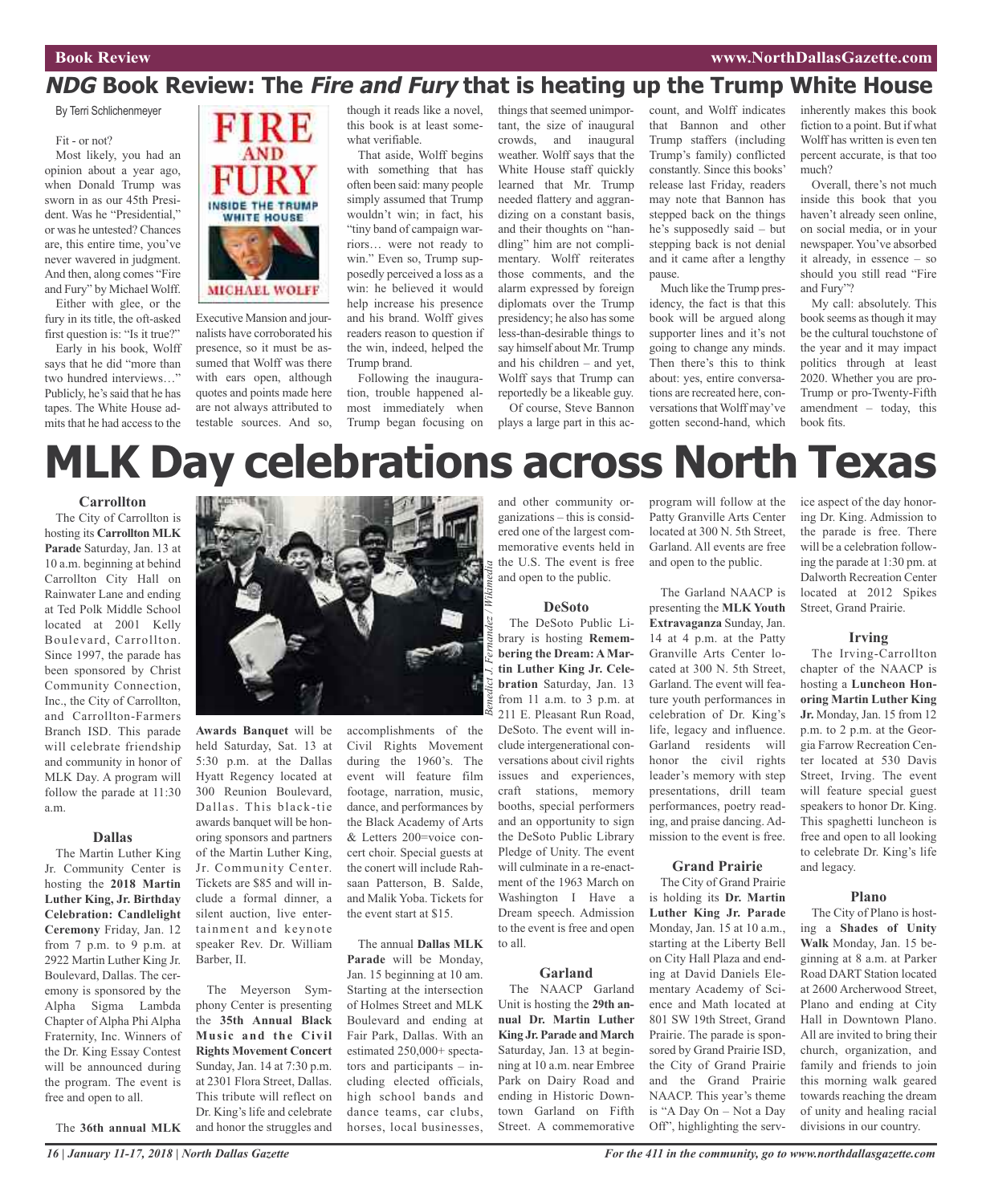## *NDG* Book Review: The *Fire and Fury* that is heating up the Trump White House

By Terri Schlichenmeyer

Fit - or not?

Most likely, you had an opinion about a year ago, when Donald Trump was sworn in as our 45th President. Was he "Presidential," or was he untested? Chances are, this entire time, you've never wavered in judgment. And then, along comes "Fire and Fury" by Michael Wolff.

Either with glee, or the fury in its title, the oft-asked first question is: "Is it true?"

Early in his book, Wolff says that he did "more than two hundred interviews…" Publicly, he's said that he has tapes. The White House admits that he had access to the Executive Mansion and journalists have corroborated his presence, so it must be assumed that Wolff was there with ears open, although quotes and points made here are not always attributed to testable sources. And so, though it reads like a novel, this book is at least somewhat verifiable.

That aside, Wolff begins with something that has often been said: many people simply assumed that Trump wouldn't win; in fact, his "tiny band of campaign warriors… were not ready to win." Even so, Trump supposedly perceived a loss as a win: he believed it would help increase his presence and his brand. Wolff gives readers reason to question if the win, indeed, helped the Trump brand.

Following the inauguration, trouble happened almost immediately when Trump began focusing on things that seemed unimportant, the size of inaugural crowds, and inaugural weather. Wolff says that the White House staff quickly learned that Mr. Trump needed flattery and aggrandizing on a constant basis, and their thoughts on "handling" him are not complimentary. Wolff reiterates those comments, and the alarm expressed by foreign diplomats over the Trump presidency; he also has some less-than-desirable things to say himself about Mr. Trump and his children – and yet, Wolff says that Trump can reportedly be a likeable guy.

Of course, Steve Bannon plays a large part in this account, and Wolff indicates that Bannon and other Trump staffers (including Trump's family) conflicted constantly. Since this books' release last Friday, readers may note that Bannon has stepped back on the things he's supposedly said – but stepping back is not denial and it came after a lengthy pause.

Much like the Trump presidency, the fact is that this book will be argued along supporter lines and it's not going to change any minds. Then there's this to think about: yes, entire conversations are recreated here, conversations that Wolff may've gotten second-hand, which inherently makes this book fiction to a point. But if what Wolff has written is even ten percent accurate, is that too much?

Overall, there's not much inside this book that you haven't already seen online, on social media, or in your newspaper. You've absorbed it already, in essence – so should you still read "Fire and Fury"?

My call: absolutely. This book seems as though it may be the cultural touchstone of the year and it may impact politics through at least 2020. Whether you are pro-Trump or pro-Twenty-Fifth amendment – today, this book fits.

# MLK Day celebrations across North Texas

### Carrollton

The City of Carrollton is hosting its **Carrollton MLK Parade** Saturday, Jan. 13 at 10 a.m. beginning at behind Carrollton City Hall on Rainwater Lane and ending at Ted Polk Middle School located at 2001 Kelly Boulevard, Carrollton. Since 1997, the parade has been sponsored by Christ Community Connection, Inc., the City of Carrollton, and Carrollton-Farmers Branch ISD. This parade will celebrate friendship and community in honor of MLK Day. A program will follow the parade at 11:30 a.m.

### Dallas

The Martin Luther King Jr. Community Center is hosting the **2018 Martin Luther King, Jr. Birthday Celebration: Candlelight Ceremony** Friday, Jan. 12 from 7 p.m. to 9 p.m. at 2922 Martin Luther King Jr. Boulevard, Dallas. The ceremony is sponsored by the Alpha Sigma Lambda Chapter of Alpha Phi Alpha Fraternity, Inc. Winners of the Dr. King Essay Contest will be announced during the program. The event is free and open to all.

The **36th annual MLK Awards Banquet** will be held Saturday, Sat. 13 at 5:30 p.m. at the Dallas Hyatt Regency located at 300 Reunion Boulevard, Dallas. This black-tie awards banquet will be honoring sponsors and partners of the Martin Luther King, Jr. Community Center. Tickets are $85 and will include a formal dinner, a silent auction, live entertainment and keynote speaker Rev. Dr. William Barber, II.

The Meyerson Symphony Center is presenting the **35th Annual Black Music and the Civil Rights Movement Concert** Sunday, Jan. 14 at 7:30 p.m. at 2301 Flora Street, Dallas. This tribute will reflect on Dr. King's life and celebrate and honor the struggles and accomplishments of the Civil Rights Movement during the 1960's. The event will feature film footage, narration, music, dance, and performances by the Black Academy of Arts & Letters 200=voice concert choir. Special guests at the conert will include Rahsaan Patterson, B. Salde, and Malik Yoba. Tickets for the event start at $15.

The annual **Dallas MLK Parade** will be Monday, Jan. 15 beginning at 10 am. Starting at the intersection of Holmes Street and MLK Boulevard and ending at Fair Park, Dallas. With an estimated 250,000+ spectators and participants – including elected officials, high school bands and dance teams, car clubs, horses, local businesses, and other community organizations – this is considered one of the largest commemorative events held in the U.S. The event is free and open to the public.

*Benedict J. Fernandez / Wikimedia*

### DeSoto

The DeSoto Public Library is hosting **Remembering the Dream: A Martin Luther King Jr. Celebration** Saturday, Jan. 13 from 11 a.m. to 3 p.m. at 211 E. Pleasant Run Road, DeSoto. The event will include intergenerational conversations about civil rights issues and experiences, craft stations, memory booths, special performers and an opportunity to sign the DeSoto Public Library Pledge of Unity. The event will culminate in a re-enactment of the 1963 March on Washington I Have a Dream speech. Admission to the event is free and open to all.

### Garland

The NAACP Garland Unit is hosting the **29th annual Dr. Martin Luther King Jr. Parade and March** Saturday, Jan. 13 at beginning at 10 a.m. near Embree Park on Dairy Road and ending in Historic Downtown Garland on Fifth Street. A commemorative program will follow at the Patty Granville Arts Center located at 300 N. 5th Street, Garland. All events are free and open to the public.

The Garland NAACP is presenting the **MLK Youth Extravaganza** Sunday, Jan. 14 at 4 p.m. at the Patty Granville Arts Center located at 300 N. 5th Street, Garland. The event will feature youth performances in celebration of Dr. King's life, legacy and influence. Garland residents will honor the civil rights leader's memory with step presentations, drill team performances, poetry reading, and praise dancing. Admission to the event is free.

### Grand Prairie

The City of Grand Prairie is holding its **Dr. Martin Luther King Jr. Parade** Monday, Jan. 15 at 10 a.m., starting at the Liberty Bell on City Hall Plaza and ending at David Daniels Elementary Academy of Science and Math located at 801 SW 19th Street, Grand Prairie. The parade is sponsored by Grand Prairie ISD, the City of Grand Prairie and the Grand Prairie NAACP. This year's theme is "A Day On – Not a Day Off", highlighting the service aspect of the day honoring Dr. King. Admission to the parade is free. There will be a celebration following the parade at 1:30 pm. at Dalworth Recreation Center located at 2012 Spikes Street, Grand Prairie.

### Irving

The Irving-Carrollton chapter of the NAACP is hosting a **Luncheon Honoring Martin Luther King Jr.** Monday, Jan. 15 from 12 p.m. to 2 p.m. at the Georgia Farrow Recreation Center located at 530 Davis Street, Irving. The event will feature special guest speakers to honor Dr. King. This spaghetti luncheon is free and open to all looking to celebrate Dr. King's life and legacy.

### Plano

The City of Plano is hosting a **Shades of Unity Walk** Monday, Jan. 15 beginning at 8 a.m. at Parker Road DART Station located at 2600 Archerwood Street, Plano and ending at City Hall in Downtown Plano. All are invited to bring their church, organization, and family and friends to join this morning walk geared towards reaching the dream of unity and healing racial divisions in our country.